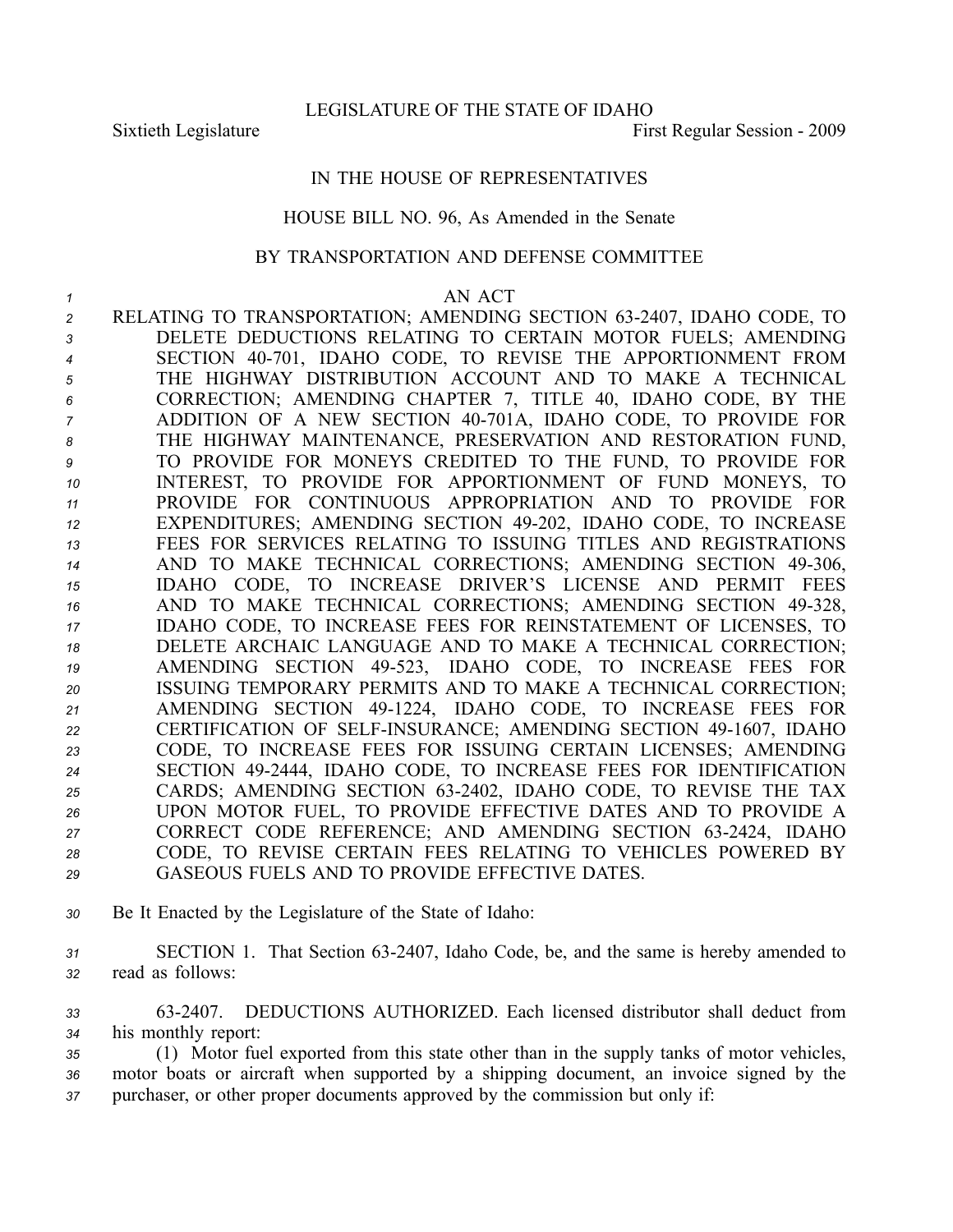LEGISLATURE OF THE STATE OF IDAHO

Sixtieth Legislature First Regular Session - 2009

IN THE HOUSE OF REPRESENTATIVES

HOUSE BILL NO. 96, As Amended in the Senate

BY TRANSPORTATION AND DEFENSE COMMITTEE

AN ACT

RELATING TO TRANSPORTATION; AMENDING SECTION 63-2407, IDAHO CODE, TO DELETE DEDUCTIONS RELATING TO CERTAIN MOTOR FUELS; AMENDING SECTION 40-701, IDAHO CODE, TO REVISE THE APPORTIONMENT FROM THE HIGHWAY DISTRIBUTION ACCOUNT AND TO MAKE A TECHNICAL CORRECTION; AMENDING CHAPTER 7, TITLE 40, IDAHO CODE, BY THE ADDITION OF A NEW SECTION 40-701A, IDAHO CODE, TO PROVIDE FOR THE HIGHWAY MAINTENANCE, PRESERVATION AND RESTORATION FUND, TO PROVIDE FOR MONEYS CREDITED TO THE FUND, TO PROVIDE FOR INTEREST, TO PROVIDE FOR APPORTIONMENT OF FUND MONEYS, TO PROVIDE FOR CONTINUOUS APPROPRIATION AND TO PROVIDE FOR EXPENDITURES; AMENDING SECTION 49-202, IDAHO CODE, TO INCREASE FEES FOR SERVICES RELATING TO ISSUING TITLES AND REGISTRATIONS AND TO MAKE TECHNICAL CORRECTIONS; AMENDING SECTION 49-306, IDAHO CODE, TO INCREASE DRIVER'S LICENSE AND PERMIT FEES AND TO MAKE TECHNICAL CORRECTIONS; AMENDING SECTION 49-328, IDAHO CODE, TO INCREASE FEES FOR REINSTATEMENT OF LICENSES, TO DELETE ARCHAIC LANGUAGE AND TO MAKE A TECHNICAL CORRECTION; AMENDING SECTION 49-523, IDAHO CODE, TO INCREASE FEES FOR ISSUING TEMPORARY PERMITS AND TO MAKE A TECHNICAL CORRECTION; AMENDING SECTION 49-1224, IDAHO CODE, TO INCREASE FEES FOR CERTIFICATION OF SELF-INSURANCE; AMENDING SECTION 49-1607, IDAHO CODE, TO INCREASE FEES FOR ISSUING CERTAIN LICENSES; AMENDING SECTION 49-2444, IDAHO CODE, TO INCREASE FEES FOR IDENTIFICATION CARDS; AMENDING SECTION 63-2402, IDAHO CODE, TO REVISE THE TAX UPON MOTOR FUEL, TO PROVIDE EFFECTIVE DATES AND TO PROVIDE A CORRECT CODE REFERENCE; AND AMENDING SECTION 63-2424, IDAHO CODE, TO REVISE CERTAIN FEES RELATING TO VEHICLES POWERED BY GASEOUS FUELS AND TO PROVIDE EFFECTIVE DATES.

Be It Enacted by the Legislature of the State of Idaho:

SECTION 1. That Section 63-2407, Idaho Code, be, and the same is hereby amended to read as follows:

63-2407. DEDUCTIONS AUTHORIZED. Each licensed distributor shall deduct from his monthly report:

(1) Motor fuel exported from this state other than in the supply tanks of motor vehicles, motor boats or aircraft when supported by a shipping document, an invoice signed by the purchaser, or other proper documents approved by the commission but only if: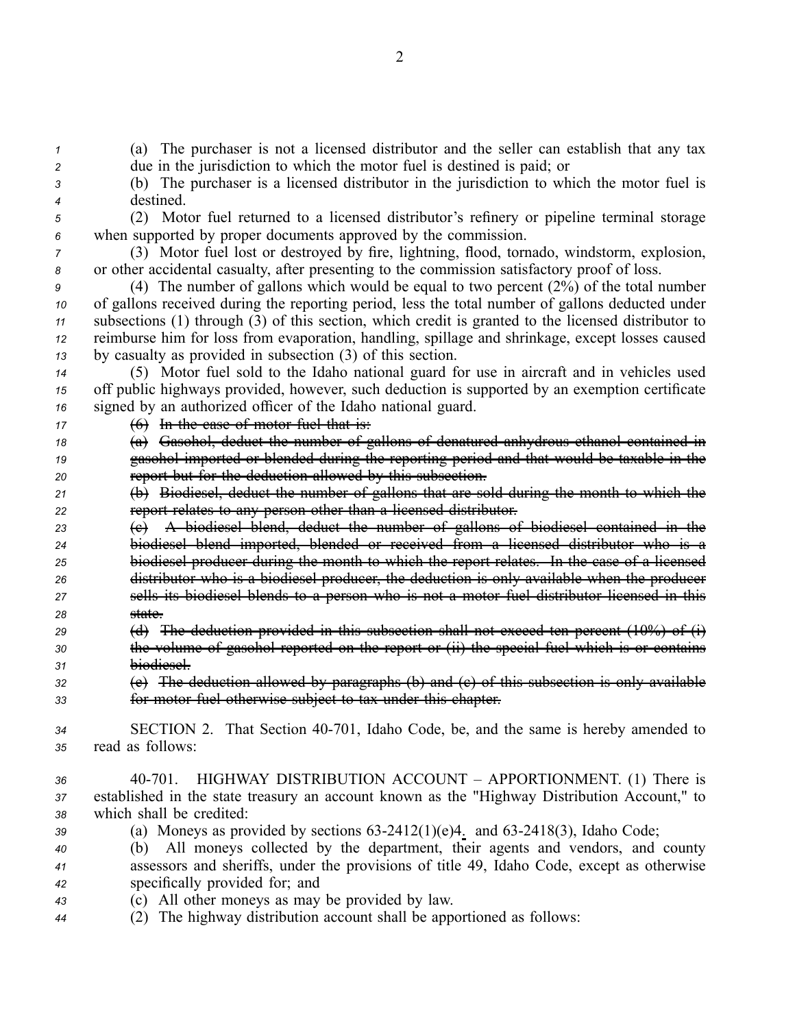(a) The purchaser is not a licensed distributor and the seller can establish that any tax due in the jurisdiction to which the motor fuel is destined is paid; or

(b) The purchaser is a licensed distributor in the jurisdiction to which the motor fuel is destined.

(2) Motor fuel returned to a licensed distributor's refinery or pipeline terminal storage when supported by proper documents approved by the commission.

(3) Motor fuel lost or destroyed by fire, lightning, flood, tornado, windstorm, explosion, or other accidental casualty, after presenting to the commission satisfactory proof of loss.

(4) The number of gallons which would be equal to two percent (2%) of the total number of gallons received during the reporting period, less the total number of gallons deducted under subsections (1) through (3) of this section, which credit is granted to the licensed distributor to reimburse him for loss from evaporation, handling, spillage and shrinkage, except losses caused by casualty as provided in subsection (3) of this section.

(5) Motor fuel sold to the Idaho national guard for use in aircraft and in vehicles used off public highways provided, however, such deduction is supported by an exemption certificate signed by an authorized officer of the Idaho national guard.

~~(6) In the case of motor fuel that is:~~

~~(a) Gasohol, deduct the number of gallons of denatured anhydrous ethanol contained in gasohol imported or blended during the reporting period and that would be taxable in the report but for the deduction allowed by this subsection.~~

~~(b) Biodiesel, deduct the number of gallons that are sold during the month to which the report relates to any person other than a licensed distributor.~~

~~(c) A biodiesel blend, deduct the number of gallons of biodiesel contained in the biodiesel blend imported, blended or received from a licensed distributor who is a biodiesel producer during the month to which the report relates. In the case of a licensed distributor who is a biodiesel producer, the deduction is only available when the producer sells its biodiesel blends to a person who is not a motor fuel distributor licensed in this state.~~

~~(d) The deduction provided in this subsection shall not exceed ten percent (10%) of (i) the volume of gasohol reported on the report or (ii) the special fuel which is or contains biodiesel.~~

~~(e) The deduction allowed by paragraphs (b) and (c) of this subsection is only available for motor fuel otherwise subject to tax under this chapter.~~

SECTION 2. That Section 40-701, Idaho Code, be, and the same is hereby amended to read as follows:

40-701. HIGHWAY DISTRIBUTION ACCOUNT – APPORTIONMENT. (1) There is established in the state treasury an account known as the "Highway Distribution Account," to which shall be credited:

(a) Moneys as provided by sections 63-2412(1)(e)4. and 63-2418(3), Idaho Code;

(b) All moneys collected by the department, their agents and vendors, and county assessors and sheriffs, under the provisions of title 49, Idaho Code, except as otherwise specifically provided for; and

(c) All other moneys as may be provided by law.

(2) The highway distribution account shall be apportioned as follows: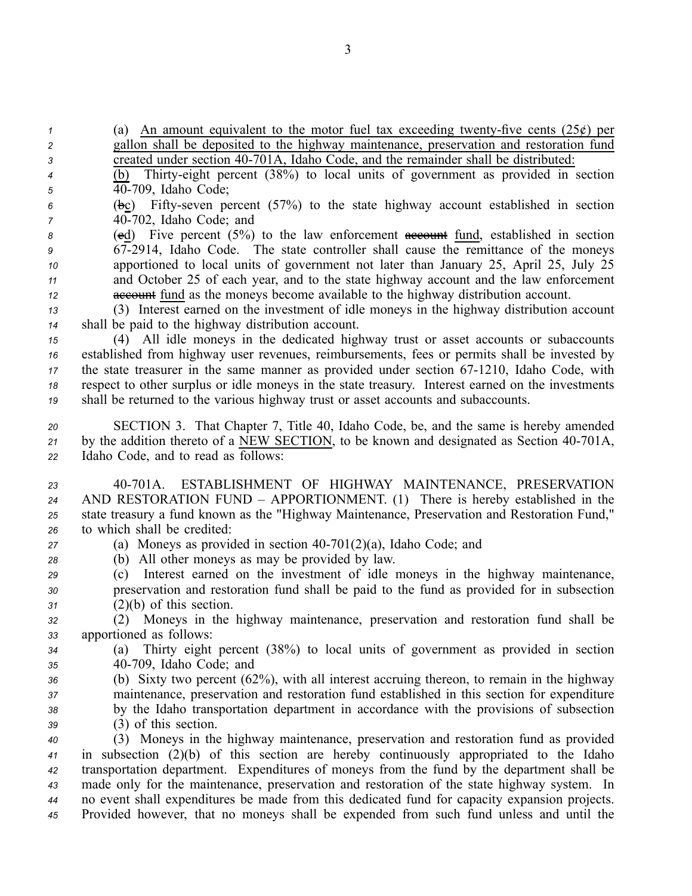(a) An amount equivalent to the motor fuel tax exceeding twenty-five cents (25¢) per gallon shall be deposited to the highway maintenance, preservation and restoration fund created under section 40-701A, Idaho Code, and the remainder shall be distributed:

(b) Thirty-eight percent (38%) to local units of government as provided in section 40-709, Idaho Code;

(~~b~~c) Fifty-seven percent (57%) to the state highway account established in section 40-702, Idaho Code; and

(~~c~~d) Five percent (5%) to the law enforcement ~~account~~ fund, established in section 67-2914, Idaho Code. The state controller shall cause the remittance of the moneys apportioned to local units of government not later than January 25, April 25, July 25 and October 25 of each year, and to the state highway account and the law enforcement ~~account~~ fund as the moneys become available to the highway distribution account.

(3) Interest earned on the investment of idle moneys in the highway distribution account shall be paid to the highway distribution account.

(4) All idle moneys in the dedicated highway trust or asset accounts or subaccounts established from highway user revenues, reimbursements, fees or permits shall be invested by the state treasurer in the same manner as provided under section 67-1210, Idaho Code, with respect to other surplus or idle moneys in the state treasury. Interest earned on the investments shall be returned to the various highway trust or asset accounts and subaccounts.

SECTION 3. That Chapter 7, Title 40, Idaho Code, be, and the same is hereby amended by the addition thereto of a NEW SECTION, to be known and designated as Section 40-701A, Idaho Code, and to read as follows:

40-701A. ESTABLISHMENT OF HIGHWAY MAINTENANCE, PRESERVATION AND RESTORATION FUND – APPORTIONMENT. (1) There is hereby established in the state treasury a fund known as the "Highway Maintenance, Preservation and Restoration Fund," to which shall be credited:

(a) Moneys as provided in section 40-701(2)(a), Idaho Code; and

(b) All other moneys as may be provided by law.

(c) Interest earned on the investment of idle moneys in the highway maintenance, preservation and restoration fund shall be paid to the fund as provided for in subsection (2)(b) of this section.

(2) Moneys in the highway maintenance, preservation and restoration fund shall be apportioned as follows:

(a) Thirty eight percent (38%) to local units of government as provided in section 40-709, Idaho Code; and

(b) Sixty two percent (62%), with all interest accruing thereon, to remain in the highway maintenance, preservation and restoration fund established in this section for expenditure by the Idaho transportation department in accordance with the provisions of subsection (3) of this section.

(3) Moneys in the highway maintenance, preservation and restoration fund as provided in subsection (2)(b) of this section are hereby continuously appropriated to the Idaho transportation department. Expenditures of moneys from the fund by the department shall be made only for the maintenance, preservation and restoration of the state highway system. In no event shall expenditures be made from this dedicated fund for capacity expansion projects. Provided however, that no moneys shall be expended from such fund unless and until the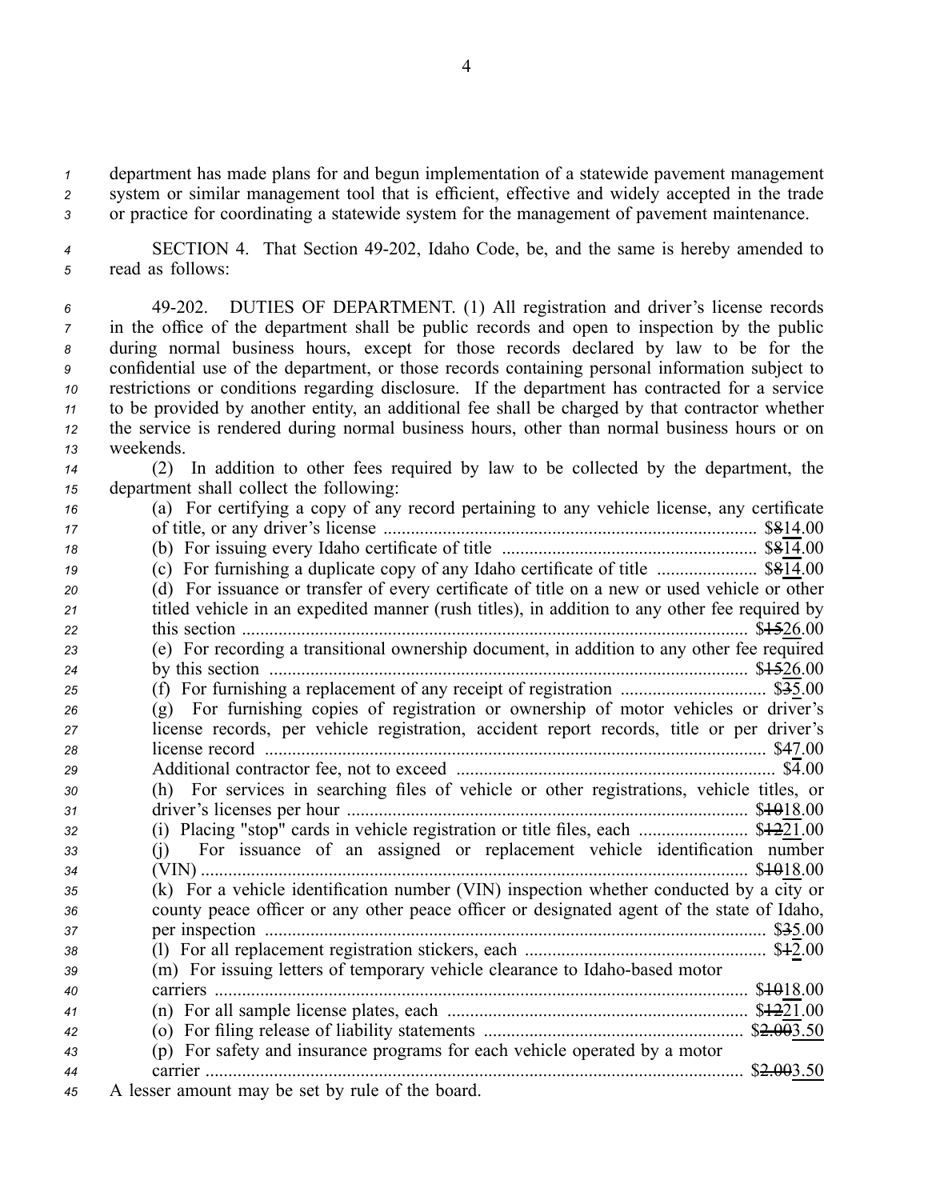department has made plans for and begun implementation of a statewide pavement management system or similar management tool that is efficient, effective and widely accepted in the trade or practice for coordinating a statewide system for the management of pavement maintenance.

SECTION 4. That Section 49-202, Idaho Code, be, and the same is hereby amended to read as follows:

49-202. DUTIES OF DEPARTMENT. (1) All registration and driver's license records in the office of the department shall be public records and open to inspection by the public during normal business hours, except for those records declared by law to be for the confidential use of the department, or those records containing personal information subject to restrictions or conditions regarding disclosure. If the department has contracted for a service to be provided by another entity, an additional fee shall be charged by that contractor whether the service is rendered during normal business hours, other than normal business hours or on weekends.

(2) In addition to other fees required by law to be collected by the department, the department shall collect the following:

(a) For certifying a copy of any record pertaining to any vehicle license, any certificate of title, or any driver's license ..................... $~~8~~<u>14</u>.00

(b) For issuing every Idaho certificate of title ..................... $~~8~~<u>14</u>.00

(c) For furnishing a duplicate copy of any Idaho certificate of title ..................... $~~8~~<u>14</u>.00

(d) For issuance or transfer of every certificate of title on a new or used vehicle or other titled vehicle in an expedited manner (rush titles), in addition to any other fee required by this section ..................... $~~15~~<u>26</u>.00

(e) For recording a transitional ownership document, in addition to any other fee required by this section ..................... $~~15~~<u>26</u>.00

(f) For furnishing a replacement of any receipt of registration ..................... $~~3~~<u>5</u>.00

(g) For furnishing copies of registration or ownership of motor vehicles or driver's license records, per vehicle registration, accident report records, title or per driver's license record ..................... $~~4~~<u>7</u>.00

Additional contractor fee, not to exceed ..................... $4.00

(h) For services in searching files of vehicle or other registrations, vehicle titles, or driver's licenses per hour ..................... $~~10~~<u>18</u>.00

(i) Placing "stop" cards in vehicle registration or title files, each ..................... $~~12~~<u>21</u>.00

(j) For issuance of an assigned or replacement vehicle identification number (VIN) ..................... $~~10~~<u>18</u>.00

(k) For a vehicle identification number (VIN) inspection whether conducted by a city or county peace officer or any other peace officer or designated agent of the state of Idaho, per inspection ..................... $~~3~~<u>5</u>.00

(l) For all replacement registration stickers, each ..................... $~~1~~<u>2</u>.00

(m) For issuing letters of temporary vehicle clearance to Idaho-based motor carriers ..................... $~~10~~<u>18</u>.00

(n) For all sample license plates, each ..................... $~~12~~<u>21</u>.00

(o) For filing release of liability statements ..................... $~~2.00~~<u>3.50</u>

(p) For safety and insurance programs for each vehicle operated by a motor carrier ..................... $~~2.00~~<u>3.50</u>

A lesser amount may be set by rule of the board.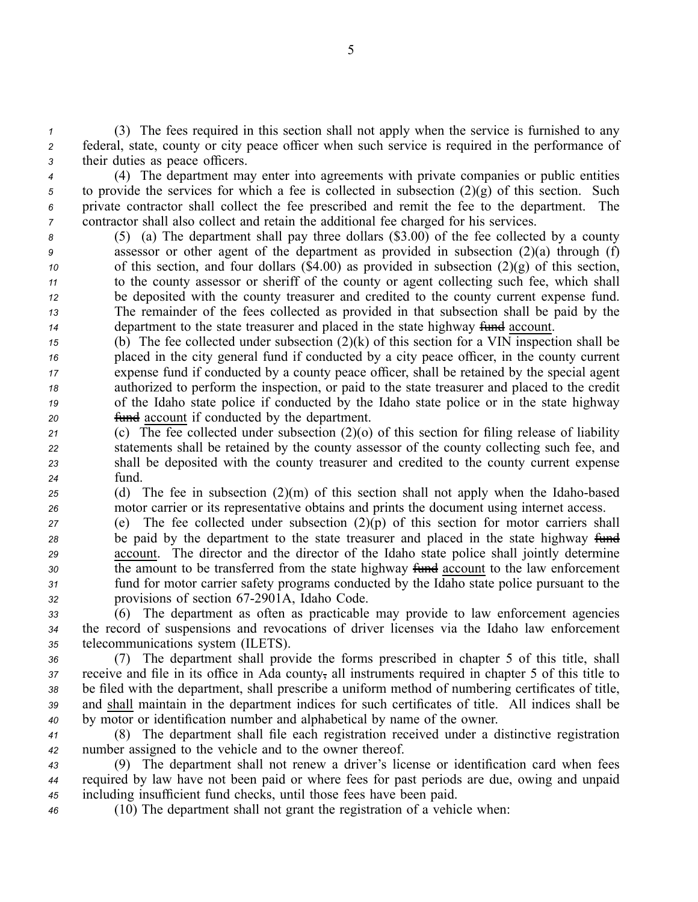(3) The fees required in this section shall not apply when the service is furnished to any federal, state, county or city peace officer when such service is required in the performance of their duties as peace officers.

(4) The department may enter into agreements with private companies or public entities to provide the services for which a fee is collected in subsection (2)(g) of this section. Such private contractor shall collect the fee prescribed and remit the fee to the department. The contractor shall also collect and retain the additional fee charged for his services.

(5) (a) The department shall pay three dollars ($3.00) of the fee collected by a county assessor or other agent of the department as provided in subsection (2)(a) through (f) of this section, and four dollars ($4.00) as provided in subsection (2)(g) of this section, to the county assessor or sheriff of the county or agent collecting such fee, which shall be deposited with the county treasurer and credited to the county current expense fund. The remainder of the fees collected as provided in that subsection shall be paid by the department to the state treasurer and placed in the state highway ~~fund~~ account.

(b) The fee collected under subsection (2)(k) of this section for a VIN inspection shall be placed in the city general fund if conducted by a city peace officer, in the county current expense fund if conducted by a county peace officer, shall be retained by the special agent authorized to perform the inspection, or paid to the state treasurer and placed to the credit of the Idaho state police if conducted by the Idaho state police or in the state highway ~~fund~~ account if conducted by the department.

(c) The fee collected under subsection (2)(o) of this section for filing release of liability statements shall be retained by the county assessor of the county collecting such fee, and shall be deposited with the county treasurer and credited to the county current expense fund.

(d) The fee in subsection (2)(m) of this section shall not apply when the Idaho-based motor carrier or its representative obtains and prints the document using internet access.

(e) The fee collected under subsection (2)(p) of this section for motor carriers shall be paid by the department to the state treasurer and placed in the state highway ~~fund~~ account. The director and the director of the Idaho state police shall jointly determine the amount to be transferred from the state highway ~~fund~~ account to the law enforcement fund for motor carrier safety programs conducted by the Idaho state police pursuant to the provisions of section 67-2901A, Idaho Code.

(6) The department as often as practicable may provide to law enforcement agencies the record of suspensions and revocations of driver licenses via the Idaho law enforcement telecommunications system (ILETS).

(7) The department shall provide the forms prescribed in chapter 5 of this title, shall receive and file in its office in Ada county~~,~~ all instruments required in chapter 5 of this title to be filed with the department, shall prescribe a uniform method of numbering certificates of title, and shall maintain in the department indices for such certificates of title. All indices shall be by motor or identification number and alphabetical by name of the owner.

(8) The department shall file each registration received under a distinctive registration number assigned to the vehicle and to the owner thereof.

(9) The department shall not renew a driver's license or identification card when fees required by law have not been paid or where fees for past periods are due, owing and unpaid including insufficient fund checks, until those fees have been paid.

(10) The department shall not grant the registration of a vehicle when: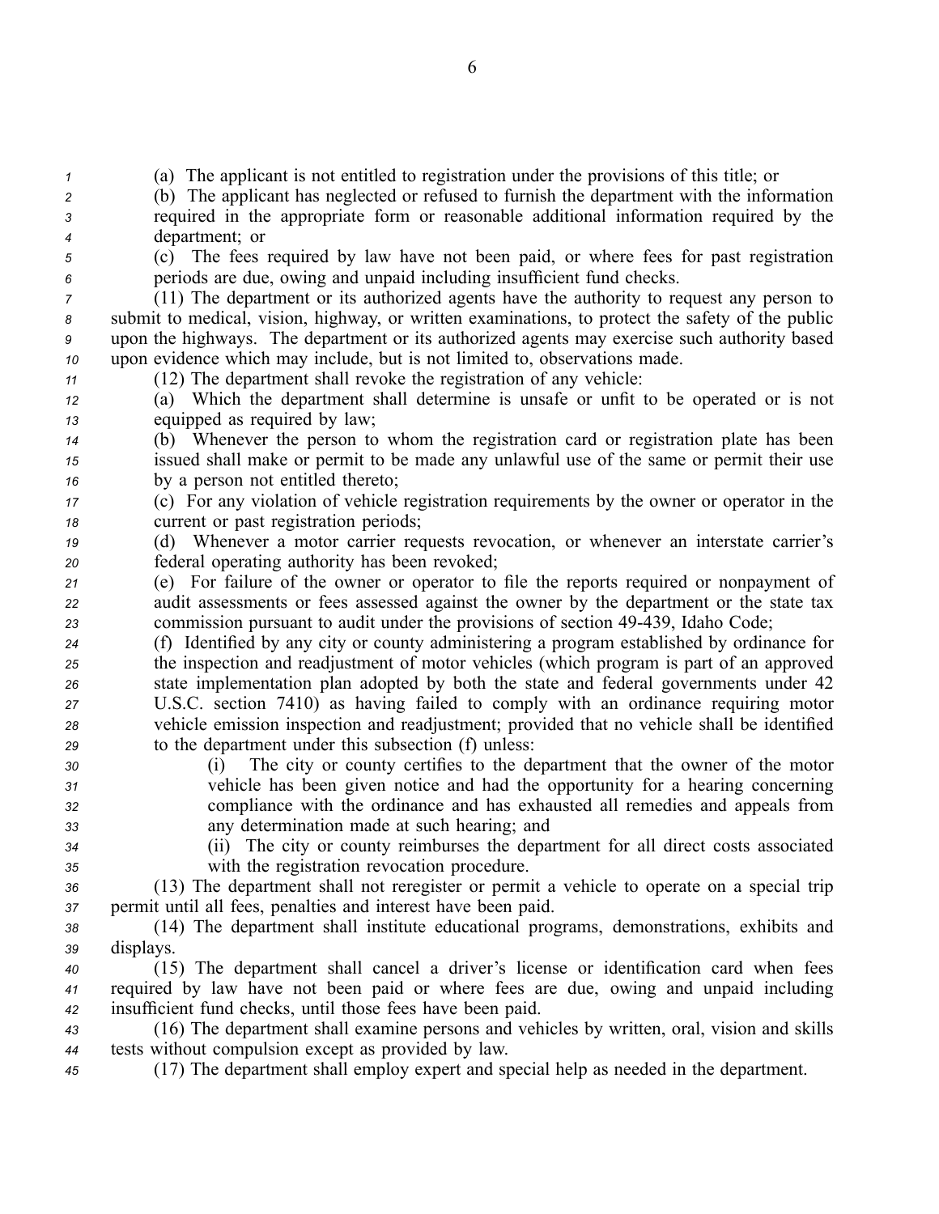(a) The applicant is not entitled to registration under the provisions of this title; or

(b) The applicant has neglected or refused to furnish the department with the information required in the appropriate form or reasonable additional information required by the department; or

(c) The fees required by law have not been paid, or where fees for past registration periods are due, owing and unpaid including insufficient fund checks.

(11) The department or its authorized agents have the authority to request any person to submit to medical, vision, highway, or written examinations, to protect the safety of the public upon the highways. The department or its authorized agents may exercise such authority based upon evidence which may include, but is not limited to, observations made.

(12) The department shall revoke the registration of any vehicle:

(a) Which the department shall determine is unsafe or unfit to be operated or is not equipped as required by law;

(b) Whenever the person to whom the registration card or registration plate has been issued shall make or permit to be made any unlawful use of the same or permit their use by a person not entitled thereto;

(c) For any violation of vehicle registration requirements by the owner or operator in the current or past registration periods;

(d) Whenever a motor carrier requests revocation, or whenever an interstate carrier's federal operating authority has been revoked;

(e) For failure of the owner or operator to file the reports required or nonpayment of audit assessments or fees assessed against the owner by the department or the state tax commission pursuant to audit under the provisions of section 49-439, Idaho Code;

(f) Identified by any city or county administering a program established by ordinance for the inspection and readjustment of motor vehicles (which program is part of an approved state implementation plan adopted by both the state and federal governments under 42 U.S.C. section 7410) as having failed to comply with an ordinance requiring motor vehicle emission inspection and readjustment; provided that no vehicle shall be identified to the department under this subsection (f) unless:

(i) The city or county certifies to the department that the owner of the motor vehicle has been given notice and had the opportunity for a hearing concerning compliance with the ordinance and has exhausted all remedies and appeals from any determination made at such hearing; and

(ii) The city or county reimburses the department for all direct costs associated with the registration revocation procedure.

(13) The department shall not reregister or permit a vehicle to operate on a special trip permit until all fees, penalties and interest have been paid.

(14) The department shall institute educational programs, demonstrations, exhibits and displays.

(15) The department shall cancel a driver's license or identification card when fees required by law have not been paid or where fees are due, owing and unpaid including insufficient fund checks, until those fees have been paid.

(16) The department shall examine persons and vehicles by written, oral, vision and skills tests without compulsion except as provided by law.

(17) The department shall employ expert and special help as needed in the department.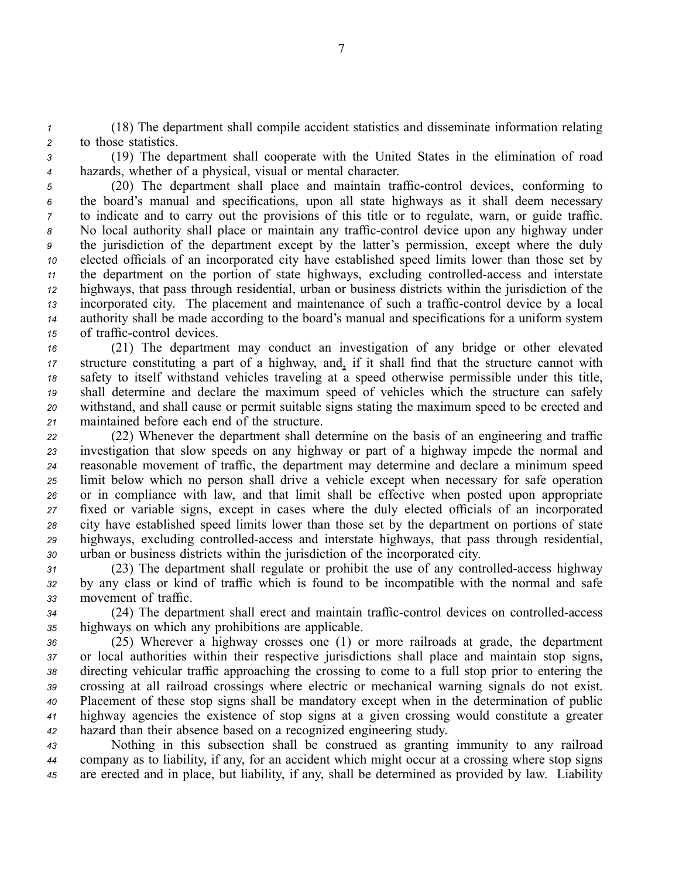(18) The department shall compile accident statistics and disseminate information relating to those statistics.

(19) The department shall cooperate with the United States in the elimination of road hazards, whether of a physical, visual or mental character.

(20) The department shall place and maintain traffic-control devices, conforming to the board's manual and specifications, upon all state highways as it shall deem necessary to indicate and to carry out the provisions of this title or to regulate, warn, or guide traffic. No local authority shall place or maintain any traffic-control device upon any highway under the jurisdiction of the department except by the latter's permission, except where the duly elected officials of an incorporated city have established speed limits lower than those set by the department on the portion of state highways, excluding controlled-access and interstate highways, that pass through residential, urban or business districts within the jurisdiction of the incorporated city. The placement and maintenance of such a traffic-control device by a local authority shall be made according to the board's manual and specifications for a uniform system of traffic-control devices.

(21) The department may conduct an investigation of any bridge or other elevated structure constituting a part of a highway, and, if it shall find that the structure cannot with safety to itself withstand vehicles traveling at a speed otherwise permissible under this title, shall determine and declare the maximum speed of vehicles which the structure can safely withstand, and shall cause or permit suitable signs stating the maximum speed to be erected and maintained before each end of the structure.

(22) Whenever the department shall determine on the basis of an engineering and traffic investigation that slow speeds on any highway or part of a highway impede the normal and reasonable movement of traffic, the department may determine and declare a minimum speed limit below which no person shall drive a vehicle except when necessary for safe operation or in compliance with law, and that limit shall be effective when posted upon appropriate fixed or variable signs, except in cases where the duly elected officials of an incorporated city have established speed limits lower than those set by the department on portions of state highways, excluding controlled-access and interstate highways, that pass through residential, urban or business districts within the jurisdiction of the incorporated city.

(23) The department shall regulate or prohibit the use of any controlled-access highway by any class or kind of traffic which is found to be incompatible with the normal and safe movement of traffic.

(24) The department shall erect and maintain traffic-control devices on controlled-access highways on which any prohibitions are applicable.

(25) Wherever a highway crosses one (1) or more railroads at grade, the department or local authorities within their respective jurisdictions shall place and maintain stop signs, directing vehicular traffic approaching the crossing to come to a full stop prior to entering the crossing at all railroad crossings where electric or mechanical warning signals do not exist. Placement of these stop signs shall be mandatory except when in the determination of public highway agencies the existence of stop signs at a given crossing would constitute a greater hazard than their absence based on a recognized engineering study.

Nothing in this subsection shall be construed as granting immunity to any railroad company as to liability, if any, for an accident which might occur at a crossing where stop signs are erected and in place, but liability, if any, shall be determined as provided by law. Liability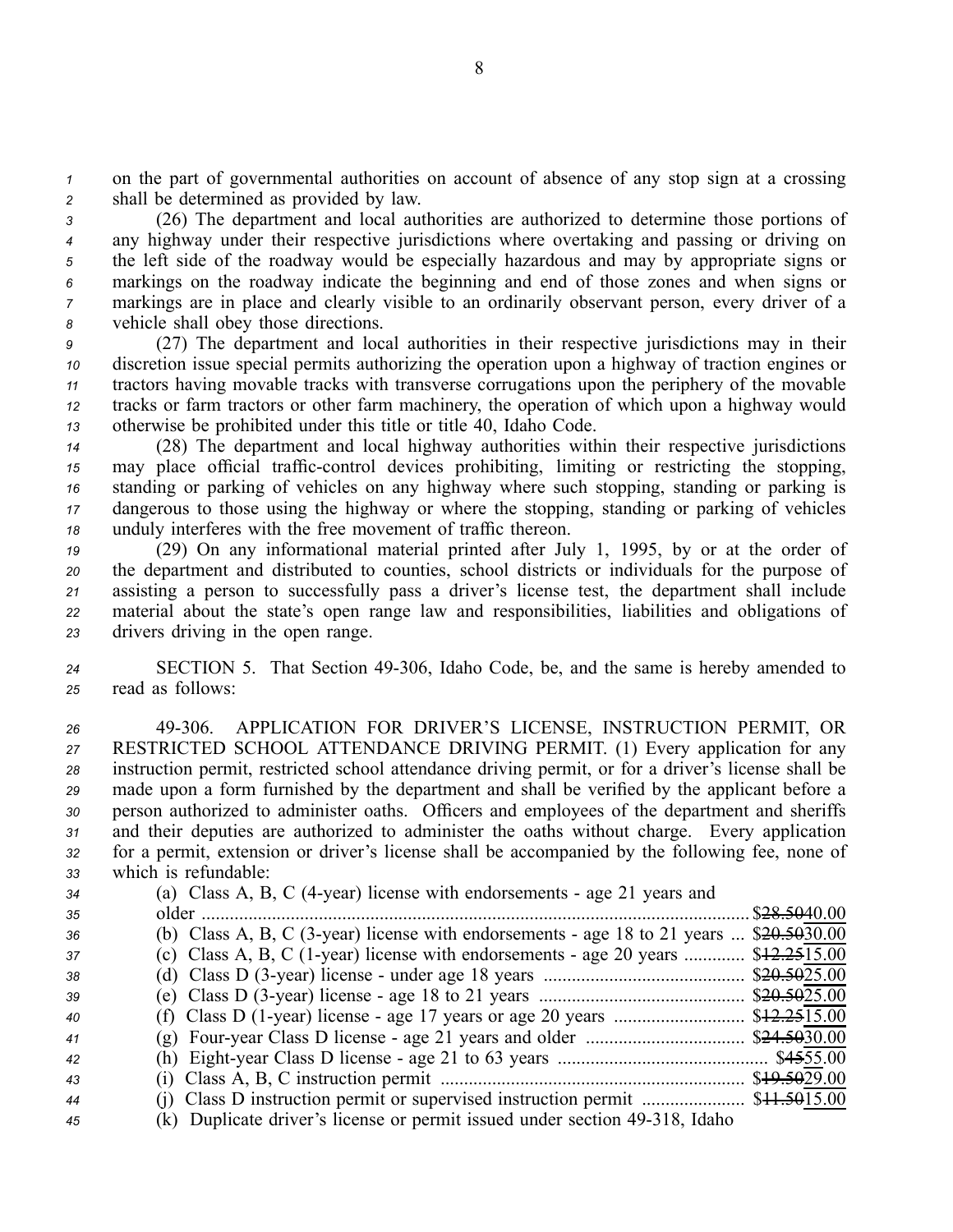on the part of governmental authorities on account of absence of any stop sign at a crossing shall be determined as provided by law.

(26) The department and local authorities are authorized to determine those portions of any highway under their respective jurisdictions where overtaking and passing or driving on the left side of the roadway would be especially hazardous and may by appropriate signs or markings on the roadway indicate the beginning and end of those zones and when signs or markings are in place and clearly visible to an ordinarily observant person, every driver of a vehicle shall obey those directions.

(27) The department and local authorities in their respective jurisdictions may in their discretion issue special permits authorizing the operation upon a highway of traction engines or tractors having movable tracks with transverse corrugations upon the periphery of the movable tracks or farm tractors or other farm machinery, the operation of which upon a highway would otherwise be prohibited under this title or title 40, Idaho Code.

(28) The department and local highway authorities within their respective jurisdictions may place official traffic-control devices prohibiting, limiting or restricting the stopping, standing or parking of vehicles on any highway where such stopping, standing or parking is dangerous to those using the highway or where the stopping, standing or parking of vehicles unduly interferes with the free movement of traffic thereon.

(29) On any informational material printed after July 1, 1995, by or at the order of the department and distributed to counties, school districts or individuals for the purpose of assisting a person to successfully pass a driver's license test, the department shall include material about the state's open range law and responsibilities, liabilities and obligations of drivers driving in the open range.

SECTION 5. That Section 49-306, Idaho Code, be, and the same is hereby amended to read as follows:

49-306. APPLICATION FOR DRIVER'S LICENSE, INSTRUCTION PERMIT, OR RESTRICTED SCHOOL ATTENDANCE DRIVING PERMIT. (1) Every application for any instruction permit, restricted school attendance driving permit, or for a driver's license shall be made upon a form furnished by the department and shall be verified by the applicant before a person authorized to administer oaths. Officers and employees of the department and sheriffs and their deputies are authorized to administer the oaths without charge. Every application for a permit, extension or driver's license shall be accompanied by the following fee, none of which is refundable:

(a) Class A, B, C (4-year) license with endorsements - age 21 years and older .......... $~~28.50~~40.00

(b) Class A, B, C (3-year) license with endorsements - age 18 to 21 years ... $~~20.50~~30.00

(c) Class A, B, C (1-year) license with endorsements - age 20 years .......... $~~12.25~~15.00

(d) Class D (3-year) license - under age 18 years .......... $~~20.50~~25.00

(e) Class D (3-year) license - age 18 to 21 years .......... $~~20.50~~25.00

(f) Class D (1-year) license - age 17 years or age 20 years .......... $~~12.25~~15.00

(g) Four-year Class D license - age 21 years and older .......... $~~24.50~~30.00

(h) Eight-year Class D license - age 21 to 63 years .......... $~~45~~55.00

(i) Class A, B, C instruction permit .......... $~~19.50~~29.00

(j) Class D instruction permit or supervised instruction permit .......... $~~11.50~~15.00

(k) Duplicate driver's license or permit issued under section 49-318, Idaho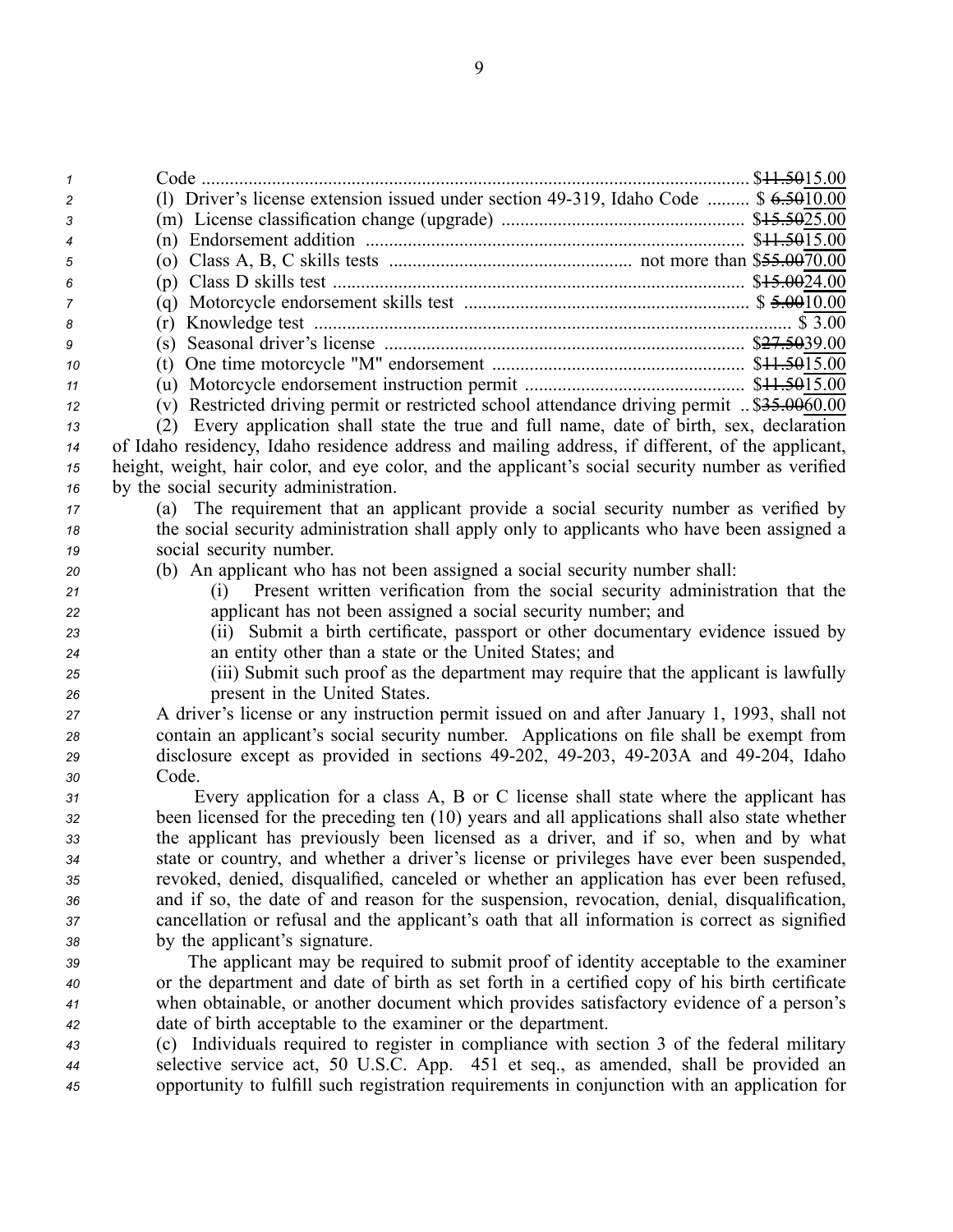Code ........................................................................................................ ~~$11.50~~$15.00

(l) Driver's license extension issued under section 49-319, Idaho Code ......... $ ~~6.50~~10.00

(m) License classification change (upgrade) ................................................... ~~$15.50~~$25.00

(n) Endorsement addition ................................................................................ ~~$11.50~~$15.00

(o) Class A, B, C skills tests .................................................... not more than ~~$55.00~~$70.00

(p) Class D skills test ........................................................................................ ~~$15.00~~$24.00

(q) Motorcycle endorsement skills test ............................................................. $ ~~5.00~~10.00

(r) Knowledge test .................................................................................................... $ 3.00

(s) Seasonal driver's license ............................................................................. ~~$27.50~~$39.00

(t) One time motorcycle "M" endorsement ...................................................... ~~$11.50~~$15.00

(u) Motorcycle endorsement instruction permit ............................................... ~~$11.50~~$15.00

(v) Restricted driving permit or restricted school attendance driving permit .. ~~$35.00~~$60.00

(2) Every application shall state the true and full name, date of birth, sex, declaration of Idaho residency, Idaho residence address and mailing address, if different, of the applicant, height, weight, hair color, and eye color, and the applicant's social security number as verified by the social security administration.

(a) The requirement that an applicant provide a social security number as verified by the social security administration shall apply only to applicants who have been assigned a social security number.

(b) An applicant who has not been assigned a social security number shall:

(i) Present written verification from the social security administration that the applicant has not been assigned a social security number; and

(ii) Submit a birth certificate, passport or other documentary evidence issued by an entity other than a state or the United States; and

(iii) Submit such proof as the department may require that the applicant is lawfully present in the United States.

A driver's license or any instruction permit issued on and after January 1, 1993, shall not contain an applicant's social security number. Applications on file shall be exempt from disclosure except as provided in sections 49-202, 49-203, 49-203A and 49-204, Idaho Code.

Every application for a class A, B or C license shall state where the applicant has been licensed for the preceding ten (10) years and all applications shall also state whether the applicant has previously been licensed as a driver, and if so, when and by what state or country, and whether a driver's license or privileges have ever been suspended, revoked, denied, disqualified, canceled or whether an application has ever been refused, and if so, the date of and reason for the suspension, revocation, denial, disqualification, cancellation or refusal and the applicant's oath that all information is correct as signified by the applicant's signature.

The applicant may be required to submit proof of identity acceptable to the examiner or the department and date of birth as set forth in a certified copy of his birth certificate when obtainable, or another document which provides satisfactory evidence of a person's date of birth acceptable to the examiner or the department.

(c) Individuals required to register in compliance with section 3 of the federal military selective service act, 50 U.S.C. App. 451 et seq., as amended, shall be provided an opportunity to fulfill such registration requirements in conjunction with an application for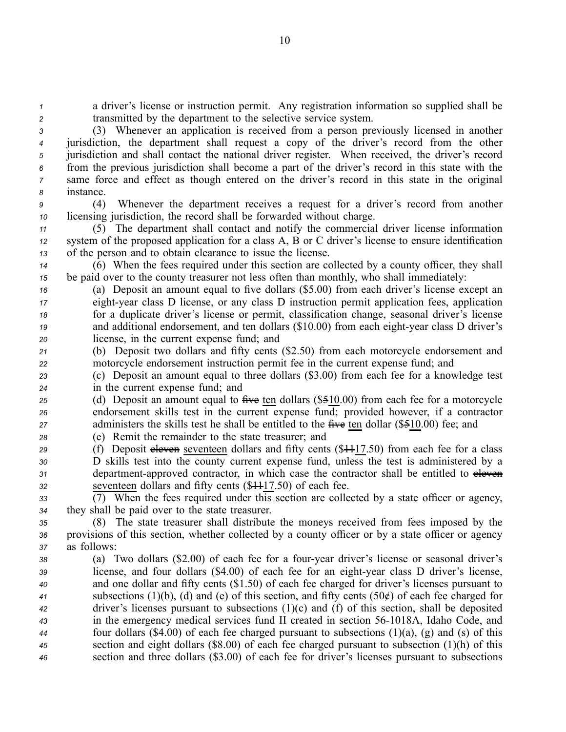a driver's license or instruction permit. Any registration information so supplied shall be transmitted by the department to the selective service system.

(3) Whenever an application is received from a person previously licensed in another jurisdiction, the department shall request a copy of the driver's record from the other jurisdiction and shall contact the national driver register. When received, the driver's record from the previous jurisdiction shall become a part of the driver's record in this state with the same force and effect as though entered on the driver's record in this state in the original instance.

(4) Whenever the department receives a request for a driver's record from another licensing jurisdiction, the record shall be forwarded without charge.

(5) The department shall contact and notify the commercial driver license information system of the proposed application for a class A, B or C driver's license to ensure identification of the person and to obtain clearance to issue the license.

(6) When the fees required under this section are collected by a county officer, they shall be paid over to the county treasurer not less often than monthly, who shall immediately:

(a) Deposit an amount equal to five dollars ($5.00) from each driver's license except an eight-year class D license, or any class D instruction permit application fees, application for a duplicate driver's license or permit, classification change, seasonal driver's license and additional endorsement, and ten dollars ($10.00) from each eight-year class D driver's license, in the current expense fund; and

(b) Deposit two dollars and fifty cents ($2.50) from each motorcycle endorsement and motorcycle endorsement instruction permit fee in the current expense fund; and

(c) Deposit an amount equal to three dollars ($3.00) from each fee for a knowledge test in the current expense fund; and

(d) Deposit an amount equal to ~~five~~ ten dollars ($~~5~~10.00) from each fee for a motorcycle endorsement skills test in the current expense fund; provided however, if a contractor administers the skills test he shall be entitled to the ~~five~~ ten dollar ($~~5~~10.00) fee; and

(e) Remit the remainder to the state treasurer; and

(f) Deposit ~~eleven~~ seventeen dollars and fifty cents ($~~11~~17.50) from each fee for a class D skills test into the county current expense fund, unless the test is administered by a department-approved contractor, in which case the contractor shall be entitled to ~~eleven~~ seventeen dollars and fifty cents ($~~11~~17.50) of each fee.

(7) When the fees required under this section are collected by a state officer or agency, they shall be paid over to the state treasurer.

(8) The state treasurer shall distribute the moneys received from fees imposed by the provisions of this section, whether collected by a county officer or by a state officer or agency as follows:

(a) Two dollars ($2.00) of each fee for a four-year driver's license or seasonal driver's license, and four dollars ($4.00) of each fee for an eight-year class D driver's license, and one dollar and fifty cents ($1.50) of each fee charged for driver's licenses pursuant to subsections (1)(b), (d) and (e) of this section, and fifty cents (50¢) of each fee charged for driver's licenses pursuant to subsections (1)(c) and (f) of this section, shall be deposited in the emergency medical services fund II created in section 56-1018A, Idaho Code, and four dollars ($4.00) of each fee charged pursuant to subsections (1)(a), (g) and (s) of this section and eight dollars ($8.00) of each fee charged pursuant to subsection (1)(h) of this section and three dollars ($3.00) of each fee for driver's licenses pursuant to subsections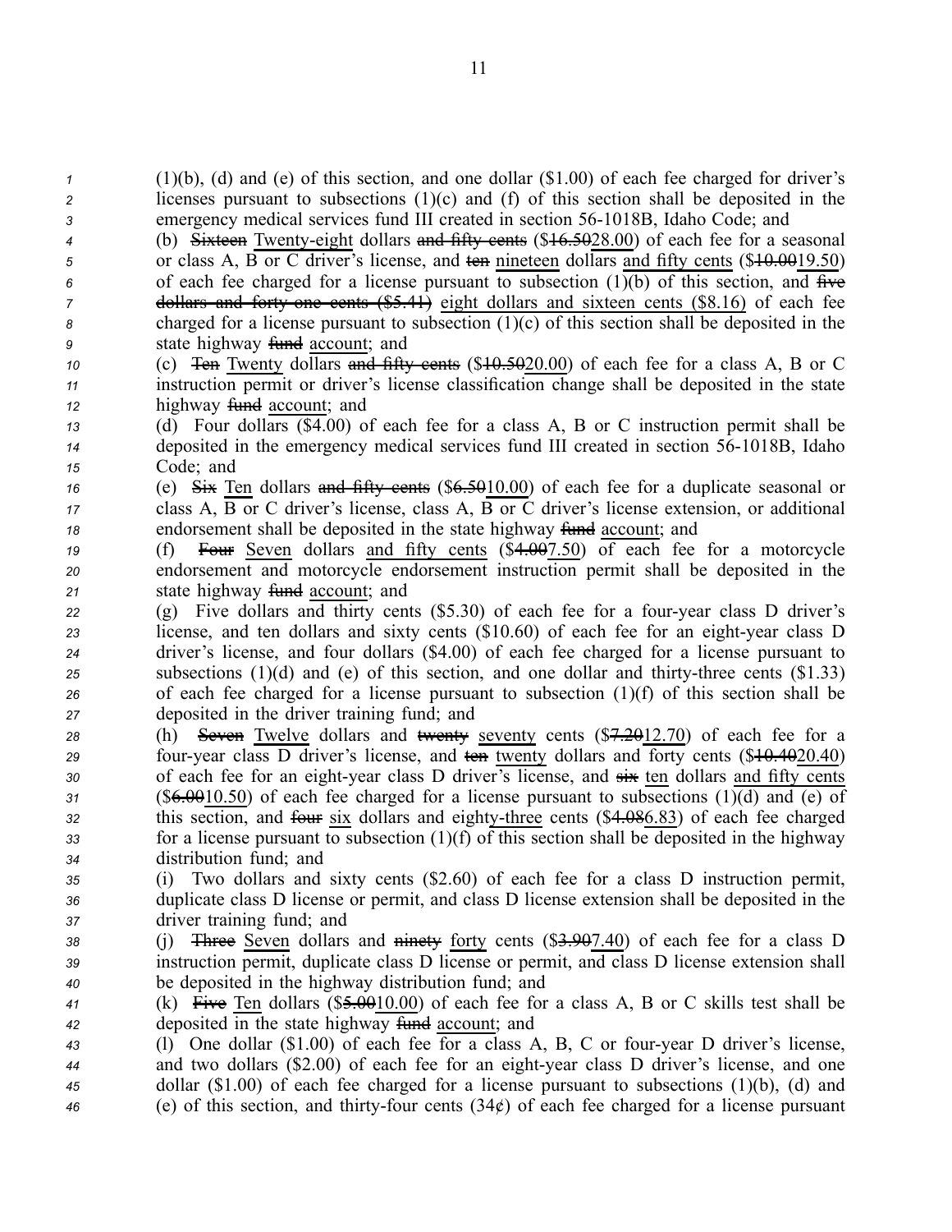(1)(b), (d) and (e) of this section, and one dollar ($1.00) of each fee charged for driver's licenses pursuant to subsections (1)(c) and (f) of this section shall be deposited in the emergency medical services fund III created in section 56-1018B, Idaho Code; and

(b) ~~Sixteen~~ Twenty-eight dollars ~~and fifty cents~~ ($~~16.50~~28.00) of each fee for a seasonal or class A, B or C driver's license, and ~~ten~~ nineteen dollars and fifty cents ($~~10.00~~19.50) of each fee charged for a license pursuant to subsection (1)(b) of this section, and ~~five dollars and forty-one cents ($5.41)~~ eight dollars and sixteen cents ($8.16) of each fee charged for a license pursuant to subsection (1)(c) of this section shall be deposited in the state highway ~~fund~~ account; and

(c) ~~Ten~~ Twenty dollars ~~and fifty cents~~ ($~~10.50~~20.00) of each fee for a class A, B or C instruction permit or driver's license classification change shall be deposited in the state highway ~~fund~~ account; and

(d) Four dollars ($4.00) of each fee for a class A, B or C instruction permit shall be deposited in the emergency medical services fund III created in section 56-1018B, Idaho Code; and

(e) ~~Six~~ Ten dollars ~~and fifty cents~~ ($~~6.50~~10.00) of each fee for a duplicate seasonal or class A, B or C driver's license, class A, B or C driver's license extension, or additional endorsement shall be deposited in the state highway ~~fund~~ account; and

(f) ~~Four~~ Seven dollars and fifty cents ($~~4.00~~7.50) of each fee for a motorcycle endorsement and motorcycle endorsement instruction permit shall be deposited in the state highway ~~fund~~ account; and

(g) Five dollars and thirty cents ($5.30) of each fee for a four-year class D driver's license, and ten dollars and sixty cents ($10.60) of each fee for an eight-year class D driver's license, and four dollars ($4.00) of each fee charged for a license pursuant to subsections (1)(d) and (e) of this section, and one dollar and thirty-three cents ($1.33) of each fee charged for a license pursuant to subsection (1)(f) of this section shall be deposited in the driver training fund; and

(h) ~~Seven~~ Twelve dollars and ~~twenty~~ seventy cents ($~~7.20~~12.70) of each fee for a four-year class D driver's license, and ~~ten~~ twenty dollars and forty cents ($~~10.40~~20.40) of each fee for an eight-year class D driver's license, and ~~six~~ ten dollars and fifty cents ($~~6.00~~10.50) of each fee charged for a license pursuant to subsections (1)(d) and (e) of this section, and ~~four~~ six dollars and eighty-three cents ($~~4.08~~6.83) of each fee charged for a license pursuant to subsection (1)(f) of this section shall be deposited in the highway distribution fund; and

(i) Two dollars and sixty cents ($2.60) of each fee for a class D instruction permit, duplicate class D license or permit, and class D license extension shall be deposited in the driver training fund; and

(j) ~~Three~~ Seven dollars and ~~ninety~~ forty cents ($~~3.90~~7.40) of each fee for a class D instruction permit, duplicate class D license or permit, and class D license extension shall be deposited in the highway distribution fund; and

(k) ~~Five~~ Ten dollars ($~~5.00~~10.00) of each fee for a class A, B or C skills test shall be deposited in the state highway ~~fund~~ account; and

(l) One dollar ($1.00) of each fee for a class A, B, C or four-year D driver's license, and two dollars ($2.00) of each fee for an eight-year class D driver's license, and one dollar ($1.00) of each fee charged for a license pursuant to subsections (1)(b), (d) and (e) of this section, and thirty-four cents (34¢) of each fee charged for a license pursuant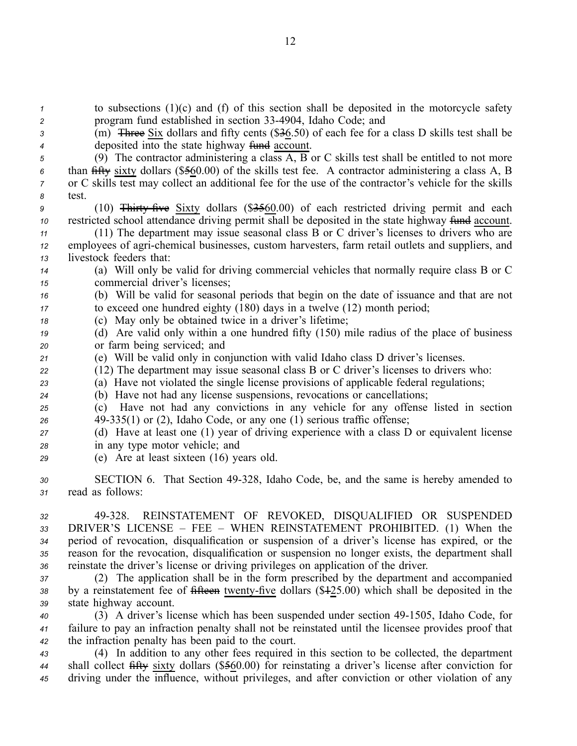to subsections (1)(c) and (f) of this section shall be deposited in the motorcycle safety program fund established in section 33-4904, Idaho Code; and

(m) ~~Three~~ Six dollars and fifty cents (\$~~3~~6.50) of each fee for a class D skills test shall be deposited into the state highway ~~fund~~ account.

(9) The contractor administering a class A, B or C skills test shall be entitled to not more than ~~fifty~~ sixty dollars (\$~~5~~60.00) of the skills test fee. A contractor administering a class A, B or C skills test may collect an additional fee for the use of the contractor's vehicle for the skills test.

(10) ~~Thirty-five~~ Sixty dollars (\$~~35~~60.00) of each restricted driving permit and each restricted school attendance driving permit shall be deposited in the state highway ~~fund~~ account.

(11) The department may issue seasonal class B or C driver's licenses to drivers who are employees of agri-chemical businesses, custom harvesters, farm retail outlets and suppliers, and livestock feeders that:

(a) Will only be valid for driving commercial vehicles that normally require class B or C commercial driver's licenses;

(b) Will be valid for seasonal periods that begin on the date of issuance and that are not to exceed one hundred eighty (180) days in a twelve (12) month period;

(c) May only be obtained twice in a driver's lifetime;

(d) Are valid only within a one hundred fifty (150) mile radius of the place of business or farm being serviced; and

(e) Will be valid only in conjunction with valid Idaho class D driver's licenses.

(12) The department may issue seasonal class B or C driver's licenses to drivers who:

(a) Have not violated the single license provisions of applicable federal regulations;

(b) Have not had any license suspensions, revocations or cancellations;

(c) Have not had any convictions in any vehicle for any offense listed in section 49-335(1) or (2), Idaho Code, or any one (1) serious traffic offense;

(d) Have at least one (1) year of driving experience with a class D or equivalent license in any type motor vehicle; and

(e) Are at least sixteen (16) years old.

SECTION 6. That Section 49-328, Idaho Code, be, and the same is hereby amended to read as follows:

49-328. REINSTATEMENT OF REVOKED, DISQUALIFIED OR SUSPENDED DRIVER'S LICENSE – FEE – WHEN REINSTATEMENT PROHIBITED. (1) When the period of revocation, disqualification or suspension of a driver's license has expired, or the reason for the revocation, disqualification or suspension no longer exists, the department shall reinstate the driver's license or driving privileges on application of the driver.

(2) The application shall be in the form prescribed by the department and accompanied by a reinstatement fee of ~~fifteen~~ twenty-five dollars (\$~~1~~25.00) which shall be deposited in the state highway account.

(3) A driver's license which has been suspended under section 49-1505, Idaho Code, for failure to pay an infraction penalty shall not be reinstated until the licensee provides proof that the infraction penalty has been paid to the court.

(4) In addition to any other fees required in this section to be collected, the department shall collect ~~fifty~~ sixty dollars (\$~~5~~60.00) for reinstating a driver's license after conviction for driving under the influence, without privileges, and after conviction or other violation of any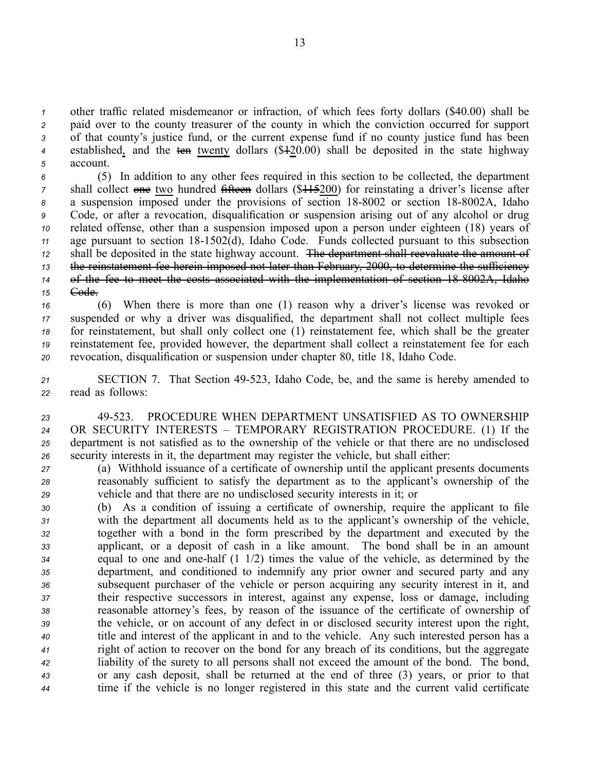other traffic related misdemeanor or infraction, of which fees forty dollars ($40.00) shall be paid over to the county treasurer of the county in which the conviction occurred for support of that county's justice fund, or the current expense fund if no county justice fund has been established, and the ~~ten~~ twenty dollars ($~~1~~20.00) shall be deposited in the state highway account.

(5) In addition to any other fees required in this section to be collected, the department shall collect ~~one~~ two hundred ~~fifteen~~ dollars ($~~115~~200) for reinstating a driver's license after a suspension imposed under the provisions of section 18-8002 or section 18-8002A, Idaho Code, or after a revocation, disqualification or suspension arising out of any alcohol or drug related offense, other than a suspension imposed upon a person under eighteen (18) years of age pursuant to section 18-1502(d), Idaho Code. Funds collected pursuant to this subsection shall be deposited in the state highway account. ~~The department shall reevaluate the amount of the reinstatement fee herein imposed not later than February, 2000, to determine the sufficiency of the fee to meet the costs associated with the implementation of section 18-8002A, Idaho Code.~~

(6) When there is more than one (1) reason why a driver's license was revoked or suspended or why a driver was disqualified, the department shall not collect multiple fees for reinstatement, but shall only collect one (1) reinstatement fee, which shall be the greater reinstatement fee, provided however, the department shall collect a reinstatement fee for each revocation, disqualification or suspension under chapter 80, title 18, Idaho Code.

SECTION 7. That Section 49-523, Idaho Code, be, and the same is hereby amended to read as follows:

49-523. PROCEDURE WHEN DEPARTMENT UNSATISFIED AS TO OWNERSHIP OR SECURITY INTERESTS – TEMPORARY REGISTRATION PROCEDURE. (1) If the department is not satisfied as to the ownership of the vehicle or that there are no undisclosed security interests in it, the department may register the vehicle, but shall either:

(a) Withhold issuance of a certificate of ownership until the applicant presents documents reasonably sufficient to satisfy the department as to the applicant's ownership of the vehicle and that there are no undisclosed security interests in it; or

(b) As a condition of issuing a certificate of ownership, require the applicant to file with the department all documents held as to the applicant's ownership of the vehicle, together with a bond in the form prescribed by the department and executed by the applicant, or a deposit of cash in a like amount. The bond shall be in an amount equal to one and one-half (1 1/2) times the value of the vehicle, as determined by the department, and conditioned to indemnify any prior owner and secured party and any subsequent purchaser of the vehicle or person acquiring any security interest in it, and their respective successors in interest, against any expense, loss or damage, including reasonable attorney's fees, by reason of the issuance of the certificate of ownership of the vehicle, or on account of any defect in or disclosed security interest upon the right, title and interest of the applicant in and to the vehicle. Any such interested person has a right of action to recover on the bond for any breach of its conditions, but the aggregate liability of the surety to all persons shall not exceed the amount of the bond. The bond, or any cash deposit, shall be returned at the end of three (3) years, or prior to that time if the vehicle is no longer registered in this state and the current valid certificate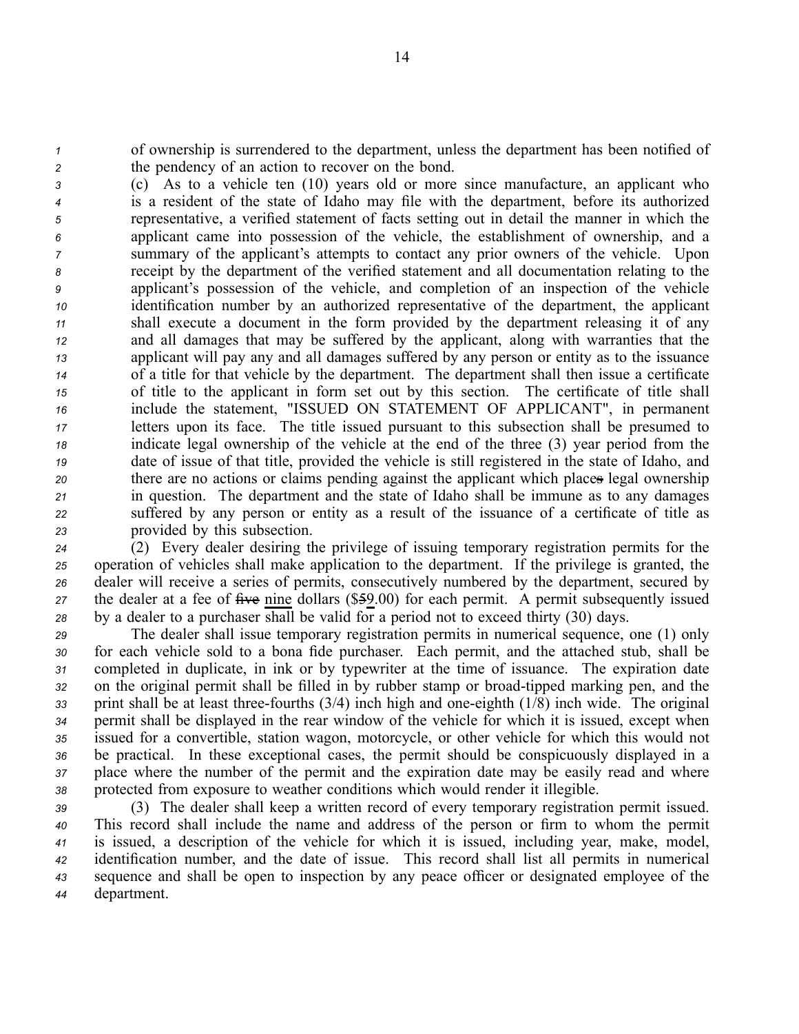of ownership is surrendered to the department, unless the department has been notified of the pendency of an action to recover on the bond.

(c) As to a vehicle ten (10) years old or more since manufacture, an applicant who is a resident of the state of Idaho may file with the department, before its authorized representative, a verified statement of facts setting out in detail the manner in which the applicant came into possession of the vehicle, the establishment of ownership, and a summary of the applicant's attempts to contact any prior owners of the vehicle. Upon receipt by the department of the verified statement and all documentation relating to the applicant's possession of the vehicle, and completion of an inspection of the vehicle identification number by an authorized representative of the department, the applicant shall execute a document in the form provided by the department releasing it of any and all damages that may be suffered by the applicant, along with warranties that the applicant will pay any and all damages suffered by any person or entity as to the issuance of a title for that vehicle by the department. The department shall then issue a certificate of title to the applicant in form set out by this section. The certificate of title shall include the statement, "ISSUED ON STATEMENT OF APPLICANT", in permanent letters upon its face. The title issued pursuant to this subsection shall be presumed to indicate legal ownership of the vehicle at the end of the three (3) year period from the date of issue of that title, provided the vehicle is still registered in the state of Idaho, and there are no actions or claims pending against the applicant which place~~s~~ legal ownership in question. The department and the state of Idaho shall be immune as to any damages suffered by any person or entity as a result of the issuance of a certificate of title as provided by this subsection.

(2) Every dealer desiring the privilege of issuing temporary registration permits for the operation of vehicles shall make application to the department. If the privilege is granted, the dealer will receive a series of permits, consecutively numbered by the department, secured by the dealer at a fee of ~~five~~ <u>nine</u> dollars ($~~5~~<u>9</u>.00) for each permit. A permit subsequently issued by a dealer to a purchaser shall be valid for a period not to exceed thirty (30) days.

The dealer shall issue temporary registration permits in numerical sequence, one (1) only for each vehicle sold to a bona fide purchaser. Each permit, and the attached stub, shall be completed in duplicate, in ink or by typewriter at the time of issuance. The expiration date on the original permit shall be filled in by rubber stamp or broad-tipped marking pen, and the print shall be at least three-fourths (3/4) inch high and one-eighth (1/8) inch wide. The original permit shall be displayed in the rear window of the vehicle for which it is issued, except when issued for a convertible, station wagon, motorcycle, or other vehicle for which this would not be practical. In these exceptional cases, the permit should be conspicuously displayed in a place where the number of the permit and the expiration date may be easily read and where protected from exposure to weather conditions which would render it illegible.

(3) The dealer shall keep a written record of every temporary registration permit issued. This record shall include the name and address of the person or firm to whom the permit is issued, a description of the vehicle for which it is issued, including year, make, model, identification number, and the date of issue. This record shall list all permits in numerical sequence and shall be open to inspection by any peace officer or designated employee of the department.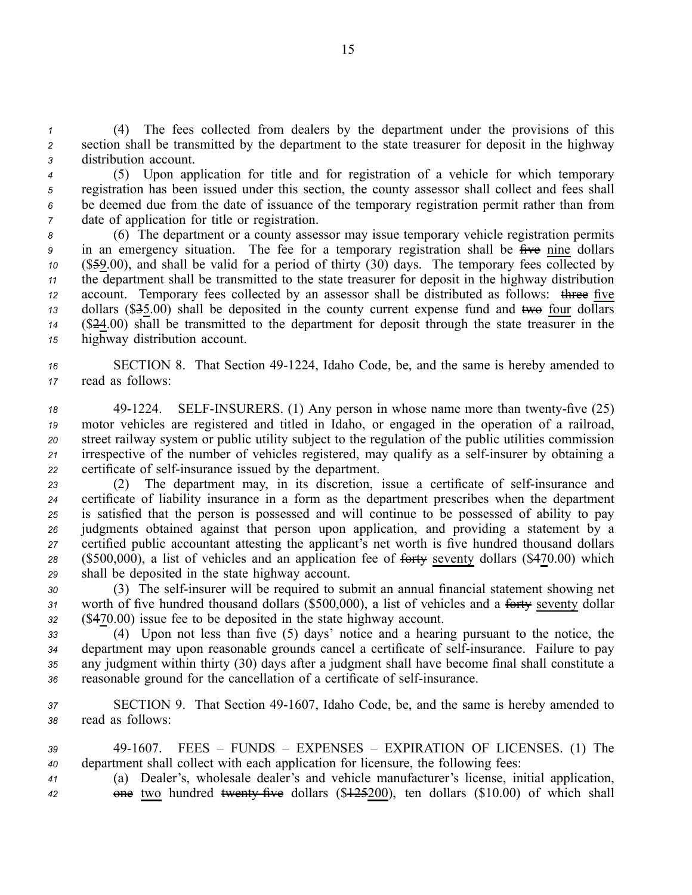(4) The fees collected from dealers by the department under the provisions of this section shall be transmitted by the department to the state treasurer for deposit in the highway distribution account.

(5) Upon application for title and for registration of a vehicle for which temporary registration has been issued under this section, the county assessor shall collect and fees shall be deemed due from the date of issuance of the temporary registration permit rather than from date of application for title or registration.

(6) The department or a county assessor may issue temporary vehicle registration permits in an emergency situation. The fee for a temporary registration shall be ~~five~~ nine dollars ($~~5~~9.00), and shall be valid for a period of thirty (30) days. The temporary fees collected by the department shall be transmitted to the state treasurer for deposit in the highway distribution account. Temporary fees collected by an assessor shall be distributed as follows: ~~three~~ five dollars ($~~3~~5.00) shall be deposited in the county current expense fund and ~~two~~ four dollars ($~~2~~4.00) shall be transmitted to the department for deposit through the state treasurer in the highway distribution account.

SECTION 8. That Section 49-1224, Idaho Code, be, and the same is hereby amended to read as follows:

49-1224. SELF-INSURERS. (1) Any person in whose name more than twenty-five (25) motor vehicles are registered and titled in Idaho, or engaged in the operation of a railroad, street railway system or public utility subject to the regulation of the public utilities commission irrespective of the number of vehicles registered, may qualify as a self-insurer by obtaining a certificate of self-insurance issued by the department.

(2) The department may, in its discretion, issue a certificate of self-insurance and certificate of liability insurance in a form as the department prescribes when the department is satisfied that the person is possessed and will continue to be possessed of ability to pay judgments obtained against that person upon application, and providing a statement by a certified public accountant attesting the applicant's net worth is five hundred thousand dollars ($500,000), a list of vehicles and an application fee of ~~forty~~ seventy dollars ($~~4~~70.00) which shall be deposited in the state highway account.

(3) The self-insurer will be required to submit an annual financial statement showing net worth of five hundred thousand dollars ($500,000), a list of vehicles and a ~~forty~~ seventy dollar ($~~4~~70.00) issue fee to be deposited in the state highway account.

(4) Upon not less than five (5) days' notice and a hearing pursuant to the notice, the department may upon reasonable grounds cancel a certificate of self-insurance. Failure to pay any judgment within thirty (30) days after a judgment shall have become final shall constitute a reasonable ground for the cancellation of a certificate of self-insurance.

SECTION 9. That Section 49-1607, Idaho Code, be, and the same is hereby amended to read as follows:

49-1607. FEES – FUNDS – EXPENSES – EXPIRATION OF LICENSES. (1) The department shall collect with each application for licensure, the following fees:

(a) Dealer's, wholesale dealer's and vehicle manufacturer's license, initial application, ~~one~~ two hundred ~~twenty-five~~ dollars ($~~125~~200), ten dollars ($10.00) of which shall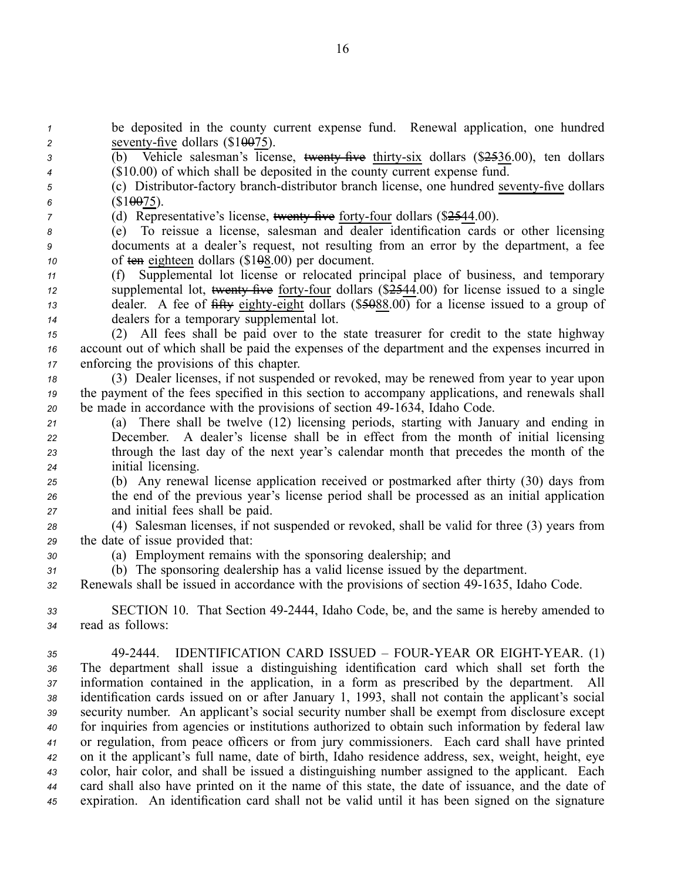be deposited in the county current expense fund. Renewal application, one hundred seventy-five dollars ($10075).

(b) Vehicle salesman's license, ~~twenty-five~~ thirty-six dollars ($2536.00), ten dollars ($10.00) of which shall be deposited in the county current expense fund.

(c) Distributor-factory branch-distributor branch license, one hundred seventy-five dollars ($10075).

(d) Representative's license, ~~twenty-five~~ forty-four dollars ($2544.00).

(e) To reissue a license, salesman and dealer identification cards or other licensing documents at a dealer's request, not resulting from an error by the department, a fee of ~~ten~~ eighteen dollars ($108.00) per document.

(f) Supplemental lot license or relocated principal place of business, and temporary supplemental lot, ~~twenty-five~~ forty-four dollars ($2544.00) for license issued to a single dealer. A fee of ~~fifty~~ eighty-eight dollars ($5088.00) for a license issued to a group of dealers for a temporary supplemental lot.

(2) All fees shall be paid over to the state treasurer for credit to the state highway account out of which shall be paid the expenses of the department and the expenses incurred in enforcing the provisions of this chapter.

(3) Dealer licenses, if not suspended or revoked, may be renewed from year to year upon the payment of the fees specified in this section to accompany applications, and renewals shall be made in accordance with the provisions of section 49-1634, Idaho Code.

(a) There shall be twelve (12) licensing periods, starting with January and ending in December. A dealer's license shall be in effect from the month of initial licensing through the last day of the next year's calendar month that precedes the month of the initial licensing.

(b) Any renewal license application received or postmarked after thirty (30) days from the end of the previous year's license period shall be processed as an initial application and initial fees shall be paid.

(4) Salesman licenses, if not suspended or revoked, shall be valid for three (3) years from the date of issue provided that:

(a) Employment remains with the sponsoring dealership; and

(b) The sponsoring dealership has a valid license issued by the department.

Renewals shall be issued in accordance with the provisions of section 49-1635, Idaho Code.

SECTION 10. That Section 49-2444, Idaho Code, be, and the same is hereby amended to read as follows:

49-2444. IDENTIFICATION CARD ISSUED – FOUR-YEAR OR EIGHT-YEAR. (1) The department shall issue a distinguishing identification card which shall set forth the information contained in the application, in a form as prescribed by the department. All identification cards issued on or after January 1, 1993, shall not contain the applicant's social security number. An applicant's social security number shall be exempt from disclosure except for inquiries from agencies or institutions authorized to obtain such information by federal law or regulation, from peace officers or from jury commissioners. Each card shall have printed on it the applicant's full name, date of birth, Idaho residence address, sex, weight, height, eye color, hair color, and shall be issued a distinguishing number assigned to the applicant. Each card shall also have printed on it the name of this state, the date of issuance, and the date of expiration. An identification card shall not be valid until it has been signed on the signature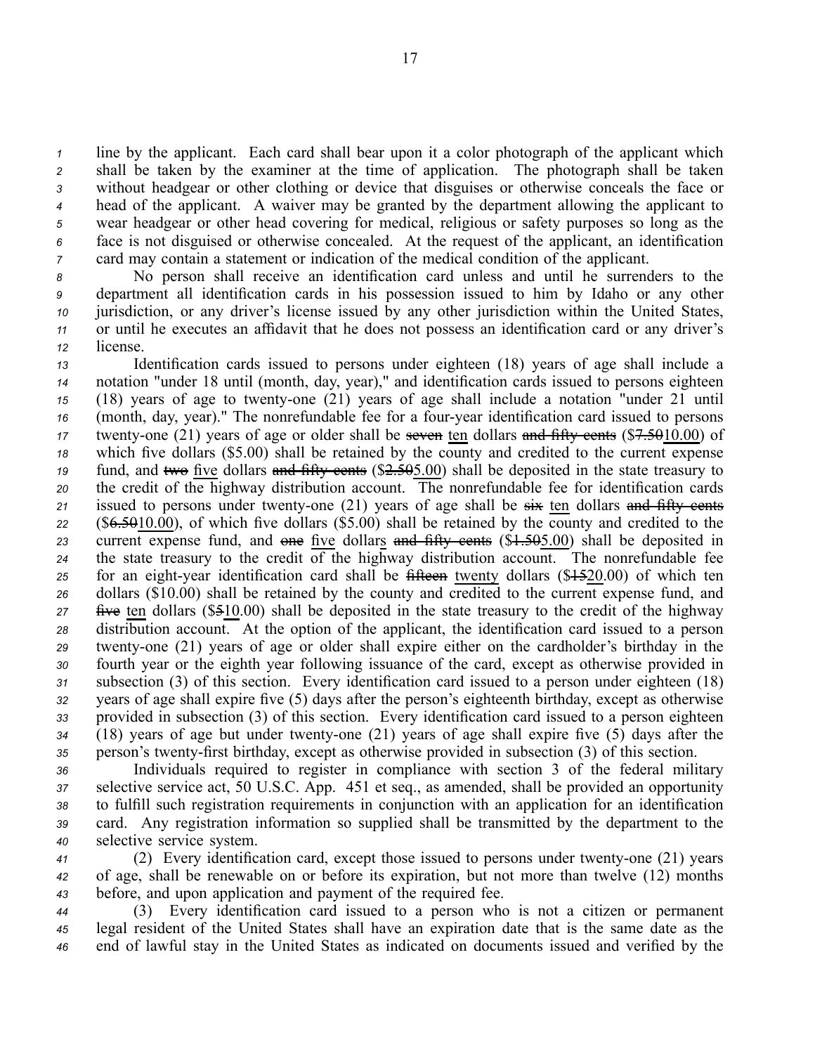line by the applicant. Each card shall bear upon it a color photograph of the applicant which shall be taken by the examiner at the time of application. The photograph shall be taken without headgear or other clothing or device that disguises or otherwise conceals the face or head of the applicant. A waiver may be granted by the department allowing the applicant to wear headgear or other head covering for medical, religious or safety purposes so long as the face is not disguised or otherwise concealed. At the request of the applicant, an identification card may contain a statement or indication of the medical condition of the applicant.

No person shall receive an identification card unless and until he surrenders to the department all identification cards in his possession issued to him by Idaho or any other jurisdiction, or any driver's license issued by any other jurisdiction within the United States, or until he executes an affidavit that he does not possess an identification card or any driver's license.

Identification cards issued to persons under eighteen (18) years of age shall include a notation "under 18 until (month, day, year)," and identification cards issued to persons eighteen (18) years of age to twenty-one (21) years of age shall include a notation "under 21 until (month, day, year)." The nonrefundable fee for a four-year identification card issued to persons twenty-one (21) years of age or older shall be ~~seven~~ ten dollars ~~and fifty cents~~ ($~~7.50~~10.00) of which five dollars ($5.00) shall be retained by the county and credited to the current expense fund, and ~~two~~ five dollars ~~and fifty cents~~ ($~~2.50~~5.00) shall be deposited in the state treasury to the credit of the highway distribution account. The nonrefundable fee for identification cards issued to persons under twenty-one (21) years of age shall be ~~six~~ ten dollars ~~and fifty cents~~ ($~~6.50~~10.00), of which five dollars ($5.00) shall be retained by the county and credited to the current expense fund, and ~~one~~ five dollars ~~and fifty cents~~ ($~~1.50~~5.00) shall be deposited in the state treasury to the credit of the highway distribution account. The nonrefundable fee for an eight-year identification card shall be ~~fifteen~~ twenty dollars ($~~15~~20.00) of which ten dollars ($10.00) shall be retained by the county and credited to the current expense fund, and ~~five~~ ten dollars ($~~5~~10.00) shall be deposited in the state treasury to the credit of the highway distribution account. At the option of the applicant, the identification card issued to a person twenty-one (21) years of age or older shall expire either on the cardholder's birthday in the fourth year or the eighth year following issuance of the card, except as otherwise provided in subsection (3) of this section. Every identification card issued to a person under eighteen (18) years of age shall expire five (5) days after the person's eighteenth birthday, except as otherwise provided in subsection (3) of this section. Every identification card issued to a person eighteen (18) years of age but under twenty-one (21) years of age shall expire five (5) days after the person's twenty-first birthday, except as otherwise provided in subsection (3) of this section.

Individuals required to register in compliance with section 3 of the federal military selective service act, 50 U.S.C. App. 451 et seq., as amended, shall be provided an opportunity to fulfill such registration requirements in conjunction with an application for an identification card. Any registration information so supplied shall be transmitted by the department to the selective service system.

(2) Every identification card, except those issued to persons under twenty-one (21) years of age, shall be renewable on or before its expiration, but not more than twelve (12) months before, and upon application and payment of the required fee.

(3) Every identification card issued to a person who is not a citizen or permanent legal resident of the United States shall have an expiration date that is the same date as the end of lawful stay in the United States as indicated on documents issued and verified by the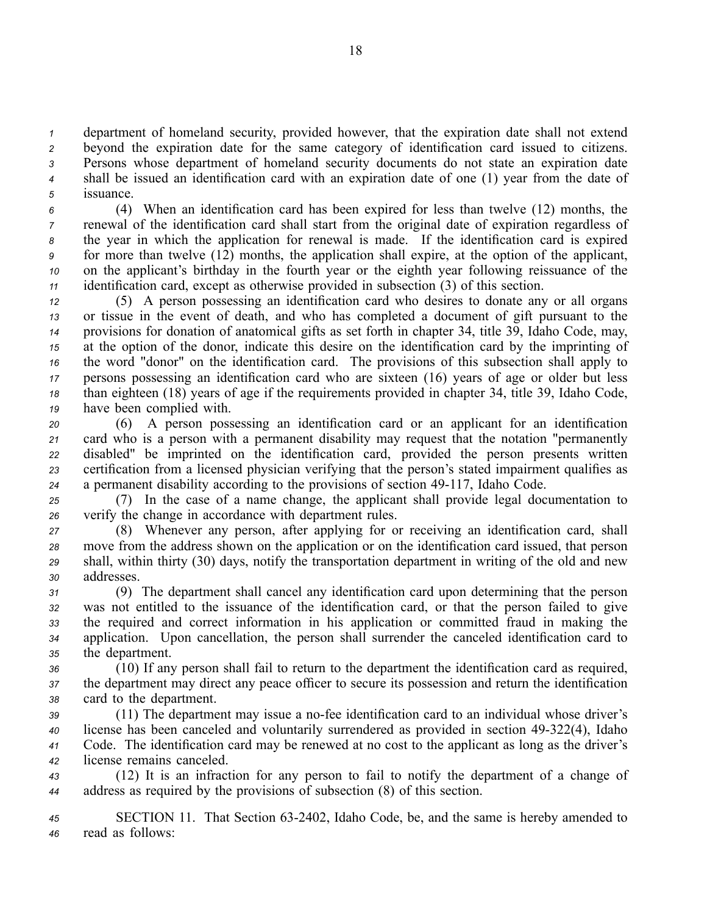department of homeland security, provided however, that the expiration date shall not extend beyond the expiration date for the same category of identification card issued to citizens. Persons whose department of homeland security documents do not state an expiration date shall be issued an identification card with an expiration date of one (1) year from the date of issuance.

(4) When an identification card has been expired for less than twelve (12) months, the renewal of the identification card shall start from the original date of expiration regardless of the year in which the application for renewal is made. If the identification card is expired for more than twelve (12) months, the application shall expire, at the option of the applicant, on the applicant's birthday in the fourth year or the eighth year following reissuance of the identification card, except as otherwise provided in subsection (3) of this section.

(5) A person possessing an identification card who desires to donate any or all organs or tissue in the event of death, and who has completed a document of gift pursuant to the provisions for donation of anatomical gifts as set forth in chapter 34, title 39, Idaho Code, may, at the option of the donor, indicate this desire on the identification card by the imprinting of the word "donor" on the identification card. The provisions of this subsection shall apply to persons possessing an identification card who are sixteen (16) years of age or older but less than eighteen (18) years of age if the requirements provided in chapter 34, title 39, Idaho Code, have been complied with.

(6) A person possessing an identification card or an applicant for an identification card who is a person with a permanent disability may request that the notation "permanently disabled" be imprinted on the identification card, provided the person presents written certification from a licensed physician verifying that the person's stated impairment qualifies as a permanent disability according to the provisions of section 49-117, Idaho Code.

(7) In the case of a name change, the applicant shall provide legal documentation to verify the change in accordance with department rules.

(8) Whenever any person, after applying for or receiving an identification card, shall move from the address shown on the application or on the identification card issued, that person shall, within thirty (30) days, notify the transportation department in writing of the old and new addresses.

(9) The department shall cancel any identification card upon determining that the person was not entitled to the issuance of the identification card, or that the person failed to give the required and correct information in his application or committed fraud in making the application. Upon cancellation, the person shall surrender the canceled identification card to the department.

(10) If any person shall fail to return to the department the identification card as required, the department may direct any peace officer to secure its possession and return the identification card to the department.

(11) The department may issue a no-fee identification card to an individual whose driver's license has been canceled and voluntarily surrendered as provided in section 49-322(4), Idaho Code. The identification card may be renewed at no cost to the applicant as long as the driver's license remains canceled.

(12) It is an infraction for any person to fail to notify the department of a change of address as required by the provisions of subsection (8) of this section.

SECTION 11. That Section 63-2402, Idaho Code, be, and the same is hereby amended to read as follows: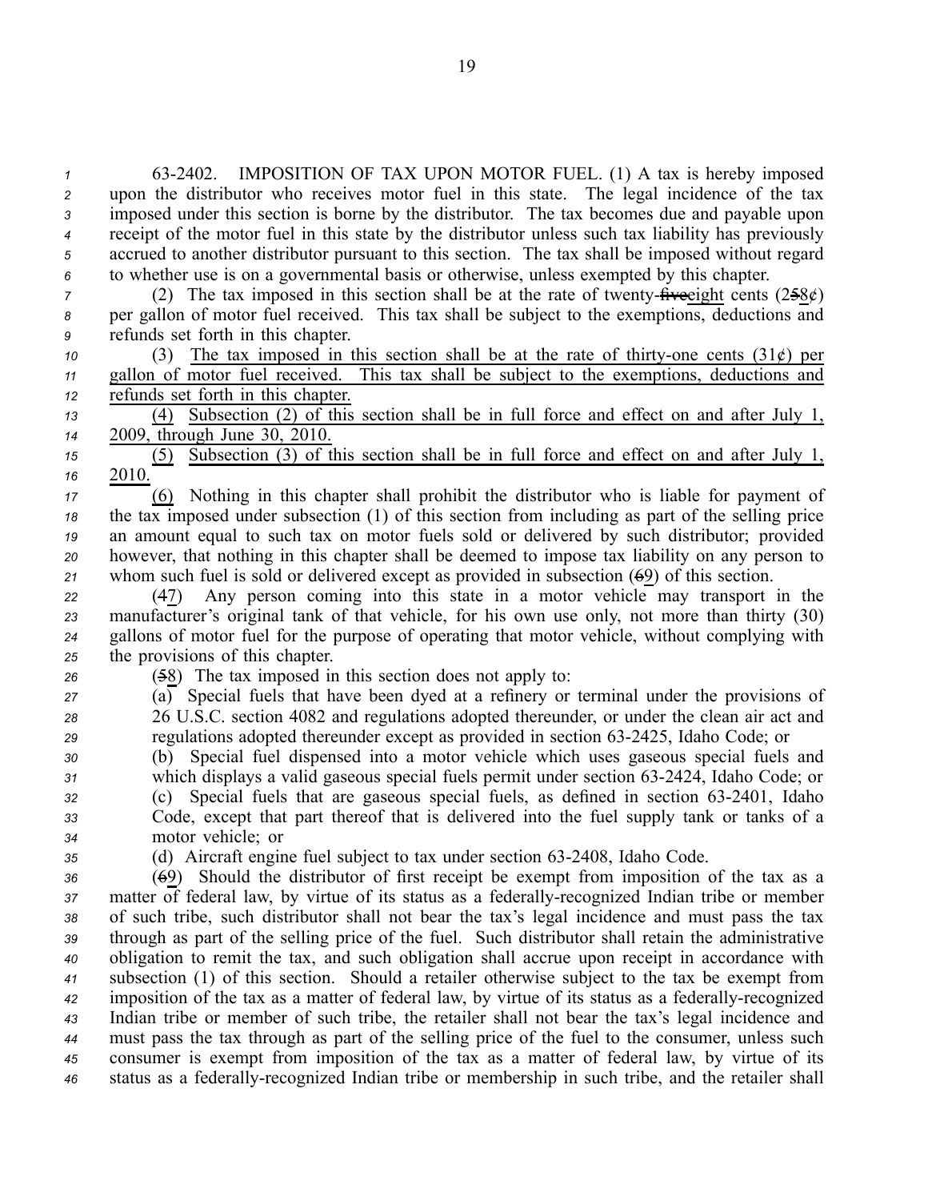63-2402. IMPOSITION OF TAX UPON MOTOR FUEL. (1) A tax is hereby imposed upon the distributor who receives motor fuel in this state. The legal incidence of the tax imposed under this section is borne by the distributor. The tax becomes due and payable upon receipt of the motor fuel in this state by the distributor unless such tax liability has previously accrued to another distributor pursuant to this section. The tax shall be imposed without regard to whether use is on a governmental basis or otherwise, unless exempted by this chapter.

(2) The tax imposed in this section shall be at the rate of twenty-~~five~~eight cents (2~~5~~8¢) per gallon of motor fuel received. This tax shall be subject to the exemptions, deductions and refunds set forth in this chapter.

(3) The tax imposed in this section shall be at the rate of thirty-one cents (31¢) per gallon of motor fuel received. This tax shall be subject to the exemptions, deductions and refunds set forth in this chapter.

(4) Subsection (2) of this section shall be in full force and effect on and after July 1, 2009, through June 30, 2010.

(5) Subsection (3) of this section shall be in full force and effect on and after July 1, 2010.

(6) Nothing in this chapter shall prohibit the distributor who is liable for payment of the tax imposed under subsection (1) of this section from including as part of the selling price an amount equal to such tax on motor fuels sold or delivered by such distributor; provided however, that nothing in this chapter shall be deemed to impose tax liability on any person to whom such fuel is sold or delivered except as provided in subsection (~~6~~9) of this section.

(~~4~~7) Any person coming into this state in a motor vehicle may transport in the manufacturer's original tank of that vehicle, for his own use only, not more than thirty (30) gallons of motor fuel for the purpose of operating that motor vehicle, without complying with the provisions of this chapter.

(~~5~~8) The tax imposed in this section does not apply to:

(a) Special fuels that have been dyed at a refinery or terminal under the provisions of 26 U.S.C. section 4082 and regulations adopted thereunder, or under the clean air act and regulations adopted thereunder except as provided in section 63-2425, Idaho Code; or

(b) Special fuel dispensed into a motor vehicle which uses gaseous special fuels and which displays a valid gaseous special fuels permit under section 63-2424, Idaho Code; or

(c) Special fuels that are gaseous special fuels, as defined in section 63-2401, Idaho Code, except that part thereof that is delivered into the fuel supply tank or tanks of a motor vehicle; or

(d) Aircraft engine fuel subject to tax under section 63-2408, Idaho Code.

(~~6~~9) Should the distributor of first receipt be exempt from imposition of the tax as a matter of federal law, by virtue of its status as a federally-recognized Indian tribe or member of such tribe, such distributor shall not bear the tax's legal incidence and must pass the tax through as part of the selling price of the fuel. Such distributor shall retain the administrative obligation to remit the tax, and such obligation shall accrue upon receipt in accordance with subsection (1) of this section. Should a retailer otherwise subject to the tax be exempt from imposition of the tax as a matter of federal law, by virtue of its status as a federally-recognized Indian tribe or member of such tribe, the retailer shall not bear the tax's legal incidence and must pass the tax through as part of the selling price of the fuel to the consumer, unless such consumer is exempt from imposition of the tax as a matter of federal law, by virtue of its status as a federally-recognized Indian tribe or membership in such tribe, and the retailer shall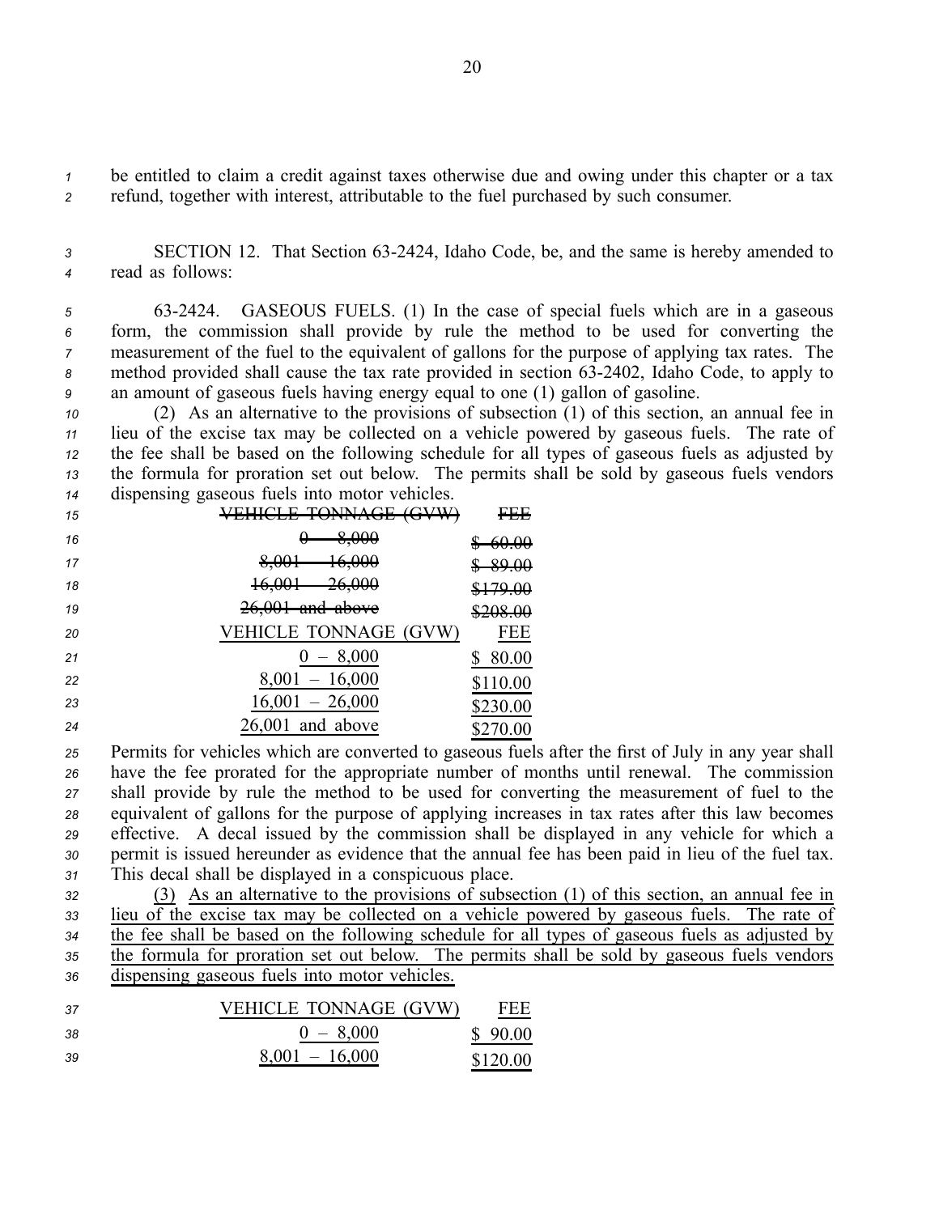be entitled to claim a credit against taxes otherwise due and owing under this chapter or a tax refund, together with interest, attributable to the fuel purchased by such consumer.

SECTION 12. That Section 63-2424, Idaho Code, be, and the same is hereby amended to read as follows:

63-2424. GASEOUS FUELS. (1) In the case of special fuels which are in a gaseous form, the commission shall provide by rule the method to be used for converting the measurement of the fuel to the equivalent of gallons for the purpose of applying tax rates. The method provided shall cause the tax rate provided in section 63-2402, Idaho Code, to apply to an amount of gaseous fuels having energy equal to one (1) gallon of gasoline.

(2) As an alternative to the provisions of subsection (1) of this section, an annual fee in lieu of the excise tax may be collected on a vehicle powered by gaseous fuels. The rate of the fee shall be based on the following schedule for all types of gaseous fuels as adjusted by the formula for proration set out below. The permits shall be sold by gaseous fuels vendors dispensing gaseous fuels into motor vehicles.

| ~~VEHICLE TONNAGE (GVW)~~ | ~~FEE~~ |
|---|---|
| ~~0 – 8,000~~ | ~~$ 60.00~~ |
| ~~8,001 – 16,000~~ | ~~$ 89.00~~ |
| ~~16,001 – 26,000~~ | ~~$179.00~~ |
| ~~26,001 and above~~ | ~~$208.00~~ |

| VEHICLE TONNAGE (GVW) | FEE |
|---|---|
| 0 – 8,000 | $ 80.00 |
| 8,001 – 16,000 | $110.00 |
| 16,001 – 26,000 | $230.00 |
| 26,001 and above | $270.00 |

Permits for vehicles which are converted to gaseous fuels after the first of July in any year shall have the fee prorated for the appropriate number of months until renewal. The commission shall provide by rule the method to be used for converting the measurement of fuel to the equivalent of gallons for the purpose of applying increases in tax rates after this law becomes effective. A decal issued by the commission shall be displayed in any vehicle for which a permit is issued hereunder as evidence that the annual fee has been paid in lieu of the fuel tax. This decal shall be displayed in a conspicuous place.

(3) As an alternative to the provisions of subsection (1) of this section, an annual fee in lieu of the excise tax may be collected on a vehicle powered by gaseous fuels. The rate of the fee shall be based on the following schedule for all types of gaseous fuels as adjusted by the formula for proration set out below. The permits shall be sold by gaseous fuels vendors dispensing gaseous fuels into motor vehicles.

| VEHICLE TONNAGE (GVW) | FEE |
|---|---|
| 0 – 8,000 | $ 90.00 |
| 8,001 – 16,000 | $120.00 |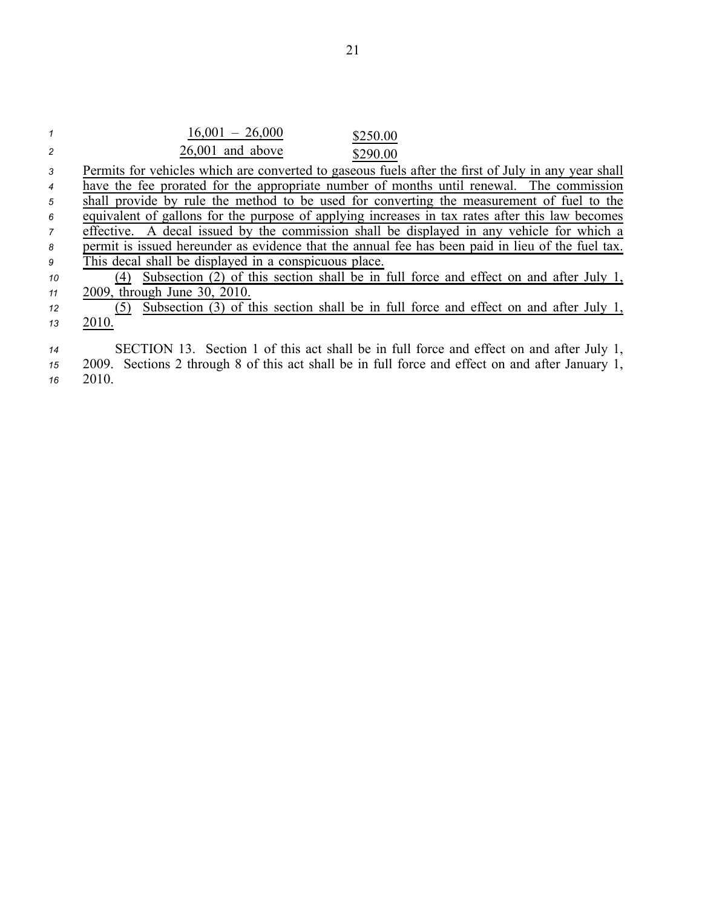| | |
|---|---|
| 16,001 – 26,000 | $250.00 |
| 26,001 and above | $290.00 |

Permits for vehicles which are converted to gaseous fuels after the first of July in any year shall have the fee prorated for the appropriate number of months until renewal. The commission shall provide by rule the method to be used for converting the measurement of fuel to the equivalent of gallons for the purpose of applying increases in tax rates after this law becomes effective. A decal issued by the commission shall be displayed in any vehicle for which a permit is issued hereunder as evidence that the annual fee has been paid in lieu of the fuel tax. This decal shall be displayed in a conspicuous place.

(4) Subsection (2) of this section shall be in full force and effect on and after July 1, 2009, through June 30, 2010.

(5) Subsection (3) of this section shall be in full force and effect on and after July 1, 2010.

SECTION 13. Section 1 of this act shall be in full force and effect on and after July 1, 2009. Sections 2 through 8 of this act shall be in full force and effect on and after January 1, 2010.